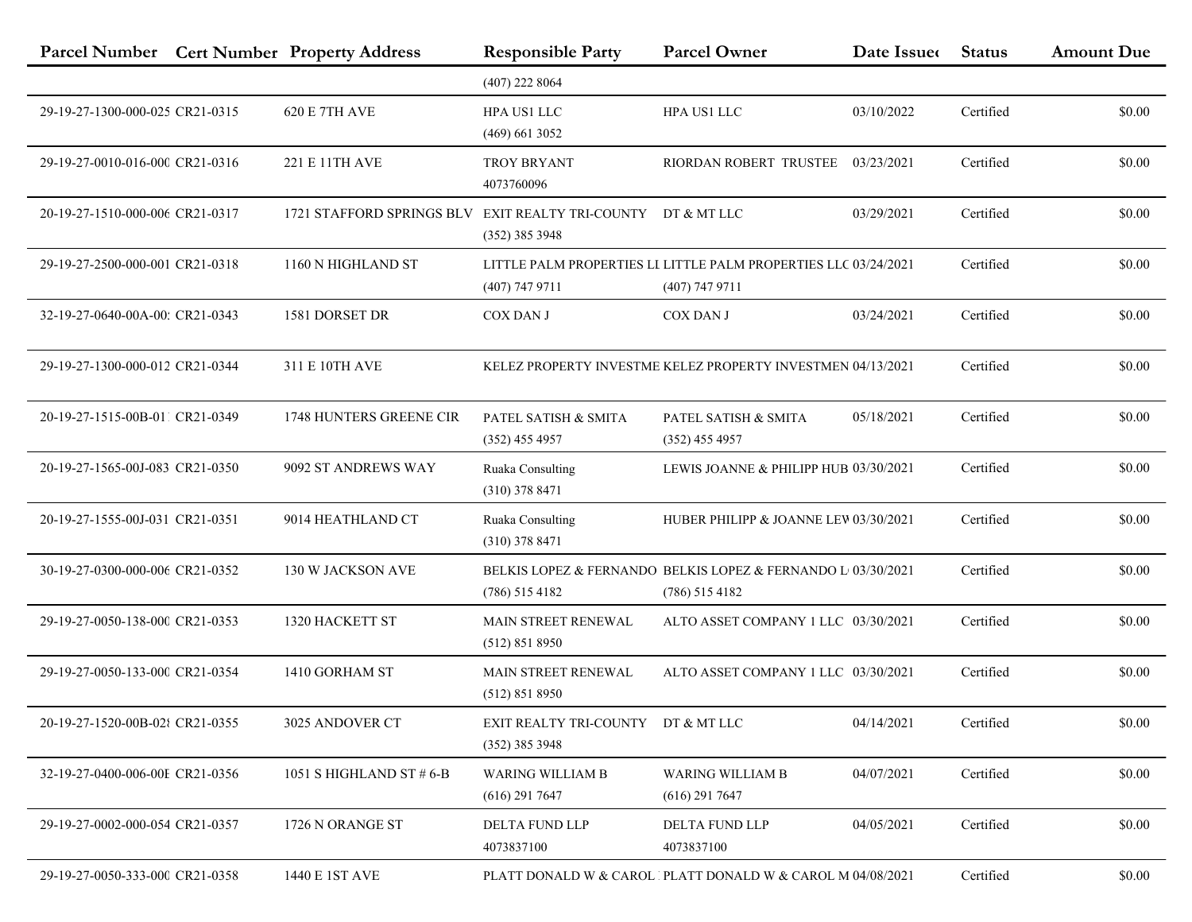| Parcel Number | Cert Number | Property Address | Responsible Party | Parcel Owner | Date Issued | Status | Amount Due |
|---|---|---|---|---|---|---|---|
| | | | (407) 222 8064 | | | | |
| 29-19-27-1300-000-025 | CR21-0315 | 620 E 7TH AVE | HPA US1 LLC (469) 661 3052 | HPA US1 LLC | 03/10/2022 | Certified | $0.00 |
| 29-19-27-0010-016-000 | CR21-0316 | 221 E 11TH AVE | TROY BRYANT 4073760096 | RIORDAN ROBERT TRUSTEE | 03/23/2021 | Certified | $0.00 |
| 20-19-27-1510-000-006 | CR21-0317 | 1721 STAFFORD SPRINGS BLV | EXIT REALTY TRI-COUNTY (352) 385 3948 | DT & MT LLC | 03/29/2021 | Certified | $0.00 |
| 29-19-27-2500-000-001 | CR21-0318 | 1160 N HIGHLAND ST | LITTLE PALM PROPERTIES LI (407) 747 9711 | LITTLE PALM PROPERTIES LLC (407) 747 9711 | 03/24/2021 | Certified | $0.00 |
| 32-19-27-0640-00A-00 | CR21-0343 | 1581 DORSET DR | COX DAN J | COX DAN J | 03/24/2021 | Certified | $0.00 |
| 29-19-27-1300-000-012 | CR21-0344 | 311 E 10TH AVE | KELEZ PROPERTY INVESTME | KELEZ PROPERTY INVESTMEN | 04/13/2021 | Certified | $0.00 |
| 20-19-27-1515-00B-01 | CR21-0349 | 1748 HUNTERS GREENE CIR | PATEL SATISH & SMITA (352) 455 4957 | PATEL SATISH & SMITA (352) 455 4957 | 05/18/2021 | Certified | $0.00 |
| 20-19-27-1565-00J-083 | CR21-0350 | 9092 ST ANDREWS WAY | Ruaka Consulting (310) 378 8471 | LEWIS JOANNE & PHILIPP HUB | 03/30/2021 | Certified | $0.00 |
| 20-19-27-1555-00J-031 | CR21-0351 | 9014 HEATHLAND CT | Ruaka Consulting (310) 378 8471 | HUBER PHILIPP & JOANNE LEW | 03/30/2021 | Certified | $0.00 |
| 30-19-27-0300-000-006 | CR21-0352 | 130 W JACKSON AVE | BELKIS LOPEZ & FERNANDO (786) 515 4182 | BELKIS LOPEZ & FERNANDO L (786) 515 4182 | 03/30/2021 | Certified | $0.00 |
| 29-19-27-0050-138-000 | CR21-0353 | 1320 HACKETT ST | MAIN STREET RENEWAL (512) 851 8950 | ALTO ASSET COMPANY 1 LLC | 03/30/2021 | Certified | $0.00 |
| 29-19-27-0050-133-000 | CR21-0354 | 1410 GORHAM ST | MAIN STREET RENEWAL (512) 851 8950 | ALTO ASSET COMPANY 1 LLC | 03/30/2021 | Certified | $0.00 |
| 20-19-27-1520-00B-028 | CR21-0355 | 3025 ANDOVER CT | EXIT REALTY TRI-COUNTY (352) 385 3948 | DT & MT LLC | 04/14/2021 | Certified | $0.00 |
| 32-19-27-0400-006-00E | CR21-0356 | 1051 S HIGHLAND ST # 6-B | WARING WILLIAM B (616) 291 7647 | WARING WILLIAM B (616) 291 7647 | 04/07/2021 | Certified | $0.00 |
| 29-19-27-0002-000-054 | CR21-0357 | 1726 N ORANGE ST | DELTA FUND LLP 4073837100 | DELTA FUND LLP 4073837100 | 04/05/2021 | Certified | $0.00 |
| 29-19-27-0050-333-000 | CR21-0358 | 1440 E 1ST AVE | PLATT DONALD W & CAROL | PLATT DONALD W & CAROL M | 04/08/2021 | Certified | $0.00 |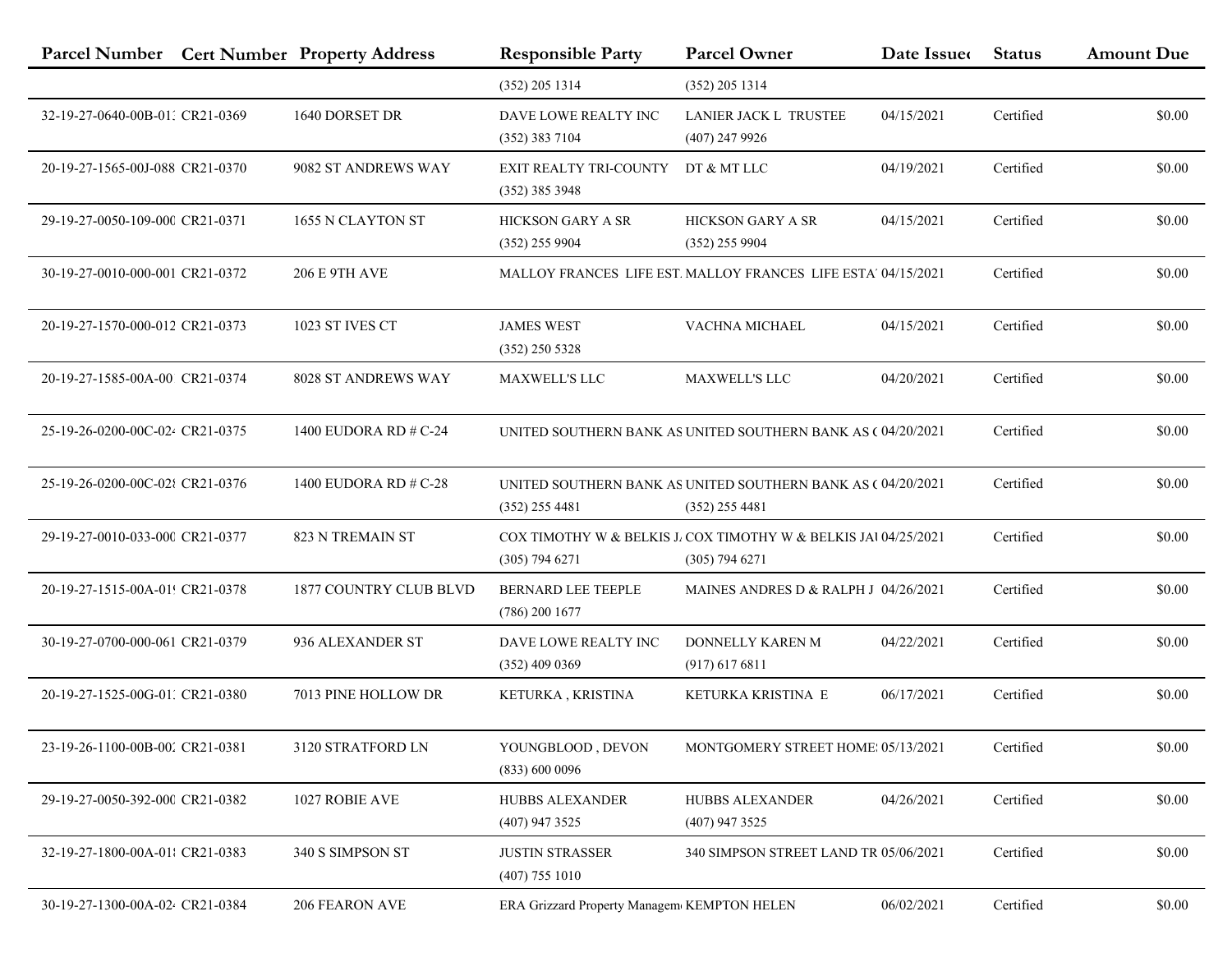| Parcel Number | Cert Number | Property Address | Responsible Party | Parcel Owner | Date Issued | Status | Amount Due |
|---|---|---|---|---|---|---|---|
| | | | (352) 205 1314 | (352) 205 1314 | | | |
| 32-19-27-0640-00B-01 | CR21-0369 | 1640 DORSET DR | DAVE LOWE REALTY INC (352) 383 7104 | LANIER JACK L TRUSTEE (407) 247 9926 | 04/15/2021 | Certified | $0.00 |
| 20-19-27-1565-00J-088 | CR21-0370 | 9082 ST ANDREWS WAY | EXIT REALTY TRI-COUNTY (352) 385 3948 | DT & MT LLC | 04/19/2021 | Certified | $0.00 |
| 29-19-27-0050-109-000 | CR21-0371 | 1655 N CLAYTON ST | HICKSON GARY A SR (352) 255 9904 | HICKSON GARY A SR (352) 255 9904 | 04/15/2021 | Certified | $0.00 |
| 30-19-27-0010-000-001 | CR21-0372 | 206 E 9TH AVE | MALLOY FRANCES LIFE EST. | MALLOY FRANCES LIFE ESTA | 04/15/2021 | Certified | $0.00 |
| 20-19-27-1570-000-012 | CR21-0373 | 1023 ST IVES CT | JAMES WEST (352) 250 5328 | VACHNA MICHAEL | 04/15/2021 | Certified | $0.00 |
| 20-19-27-1585-00A-00 | CR21-0374 | 8028 ST ANDREWS WAY | MAXWELL'S LLC | MAXWELL'S LLC | 04/20/2021 | Certified | $0.00 |
| 25-19-26-0200-00C-02 | CR21-0375 | 1400 EUDORA RD # C-24 | UNITED SOUTHERN BANK AS | UNITED SOUTHERN BANK AS ( | 04/20/2021 | Certified | $0.00 |
| 25-19-26-0200-00C-02 | CR21-0376 | 1400 EUDORA RD # C-28 | UNITED SOUTHERN BANK AS (352) 255 4481 | UNITED SOUTHERN BANK AS ( (352) 255 4481 | 04/20/2021 | Certified | $0.00 |
| 29-19-27-0010-033-000 | CR21-0377 | 823 N TREMAIN ST | COX TIMOTHY W & BELKIS J. (305) 794 6271 | COX TIMOTHY W & BELKIS JA (305) 794 6271 | 04/25/2021 | Certified | $0.00 |
| 20-19-27-1515-00A-01 | CR21-0378 | 1877 COUNTRY CLUB BLVD | BERNARD LEE TEEPLE (786) 200 1677 | MAINES ANDRES D & RALPH J | 04/26/2021 | Certified | $0.00 |
| 30-19-27-0700-000-061 | CR21-0379 | 936 ALEXANDER ST | DAVE LOWE REALTY INC (352) 409 0369 | DONNELLY KAREN M (917) 617 6811 | 04/22/2021 | Certified | $0.00 |
| 20-19-27-1525-00G-01 | CR21-0380 | 7013 PINE HOLLOW DR | KETURKA , KRISTINA | KETURKA KRISTINA E | 06/17/2021 | Certified | $0.00 |
| 23-19-26-1100-00B-00 | CR21-0381 | 3120 STRATFORD LN | YOUNGBLOOD , DEVON (833) 600 0096 | MONTGOMERY STREET HOME | 05/13/2021 | Certified | $0.00 |
| 29-19-27-0050-392-000 | CR21-0382 | 1027 ROBIE AVE | HUBBS ALEXANDER (407) 947 3525 | HUBBS ALEXANDER (407) 947 3525 | 04/26/2021 | Certified | $0.00 |
| 32-19-27-1800-00A-01 | CR21-0383 | 340 S SIMPSON ST | JUSTIN STRASSER (407) 755 1010 | 340 SIMPSON STREET LAND TR | 05/06/2021 | Certified | $0.00 |
| 30-19-27-1300-00A-02 | CR21-0384 | 206 FEARON AVE | ERA Grizzard Property Managem | KEMPTON HELEN | 06/02/2021 | Certified | $0.00 |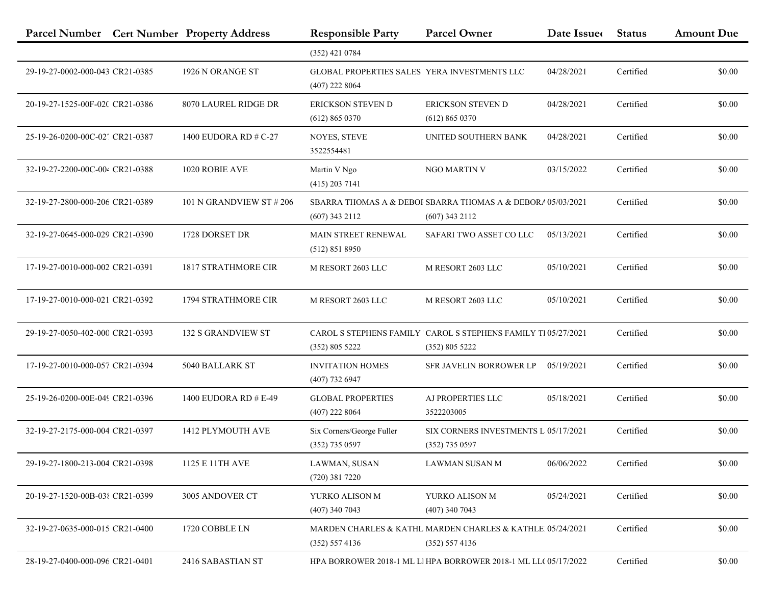| Parcel Number | Cert Number | Property Address | Responsible Party | Parcel Owner | Date Issued | Status | Amount Due |
|---|---|---|---|---|---|---|---|
| | | | (352) 421 0784 | | | | |
| 29-19-27-0002-000-043 | CR21-0385 | 1926 N ORANGE ST | GLOBAL PROPERTIES SALES (407) 222 8064 | YERA INVESTMENTS LLC | 04/28/2021 | Certified | $0.00 |
| 20-19-27-1525-00F-020 | CR21-0386 | 8070 LAUREL RIDGE DR | ERICKSON STEVEN D (612) 865 0370 | ERICKSON STEVEN D (612) 865 0370 | 04/28/2021 | Certified | $0.00 |
| 25-19-26-0200-00C-027 | CR21-0387 | 1400 EUDORA RD # C-27 | NOYES, STEVE 3522554481 | UNITED SOUTHERN BANK | 04/28/2021 | Certified | $0.00 |
| 32-19-27-2200-00C-004 | CR21-0388 | 1020 ROBIE AVE | Martin V Ngo (415) 203 7141 | NGO MARTIN V | 03/15/2022 | Certified | $0.00 |
| 32-19-27-2800-000-206 | CR21-0389 | 101 N GRANDVIEW ST # 206 | SBARRA THOMAS A & DEBOI (607) 343 2112 | SBARRA THOMAS A & DEBORA (607) 343 2112 | 05/03/2021 | Certified | $0.00 |
| 32-19-27-0645-000-029 | CR21-0390 | 1728 DORSET DR | MAIN STREET RENEWAL (512) 851 8950 | SAFARI TWO ASSET CO LLC | 05/13/2021 | Certified | $0.00 |
| 17-19-27-0010-000-002 | CR21-0391 | 1817 STRATHMORE CIR | M RESORT 2603 LLC | M RESORT 2603 LLC | 05/10/2021 | Certified | $0.00 |
| 17-19-27-0010-000-021 | CR21-0392 | 1794 STRATHMORE CIR | M RESORT 2603 LLC | M RESORT 2603 LLC | 05/10/2021 | Certified | $0.00 |
| 29-19-27-0050-402-000 | CR21-0393 | 132 S GRANDVIEW ST | CAROL S STEPHENS FAMILY (352) 805 5222 | CAROL S STEPHENS FAMILY TI (352) 805 5222 | 05/27/2021 | Certified | $0.00 |
| 17-19-27-0010-000-057 | CR21-0394 | 5040 BALLARK ST | INVITATION HOMES (407) 732 6947 | SFR JAVELIN BORROWER LP | 05/19/2021 | Certified | $0.00 |
| 25-19-26-0200-00E-049 | CR21-0396 | 1400 EUDORA RD # E-49 | GLOBAL PROPERTIES (407) 222 8064 | AJ PROPERTIES LLC 3522203005 | 05/18/2021 | Certified | $0.00 |
| 32-19-27-2175-000-004 | CR21-0397 | 1412 PLYMOUTH AVE | Six Corners/George Fuller (352) 735 0597 | SIX CORNERS INVESTMENTS L (352) 735 0597 | 05/17/2021 | Certified | $0.00 |
| 29-19-27-1800-213-004 | CR21-0398 | 1125 E 11TH AVE | LAWMAN, SUSAN (720) 381 7220 | LAWMAN SUSAN M | 06/06/2022 | Certified | $0.00 |
| 20-19-27-1520-00B-038 | CR21-0399 | 3005 ANDOVER CT | YURKO ALISON M (407) 340 7043 | YURKO ALISON M (407) 340 7043 | 05/24/2021 | Certified | $0.00 |
| 32-19-27-0635-000-015 | CR21-0400 | 1720 COBBLE LN | MARDEN CHARLES & KATHL (352) 557 4136 | MARDEN CHARLES & KATHLE (352) 557 4136 | 05/24/2021 | Certified | $0.00 |
| 28-19-27-0400-000-096 | CR21-0401 | 2416 SABASTIAN ST | HPA BORROWER 2018-1 ML LI | HPA BORROWER 2018-1 ML LL | 05/17/2022 | Certified | $0.00 |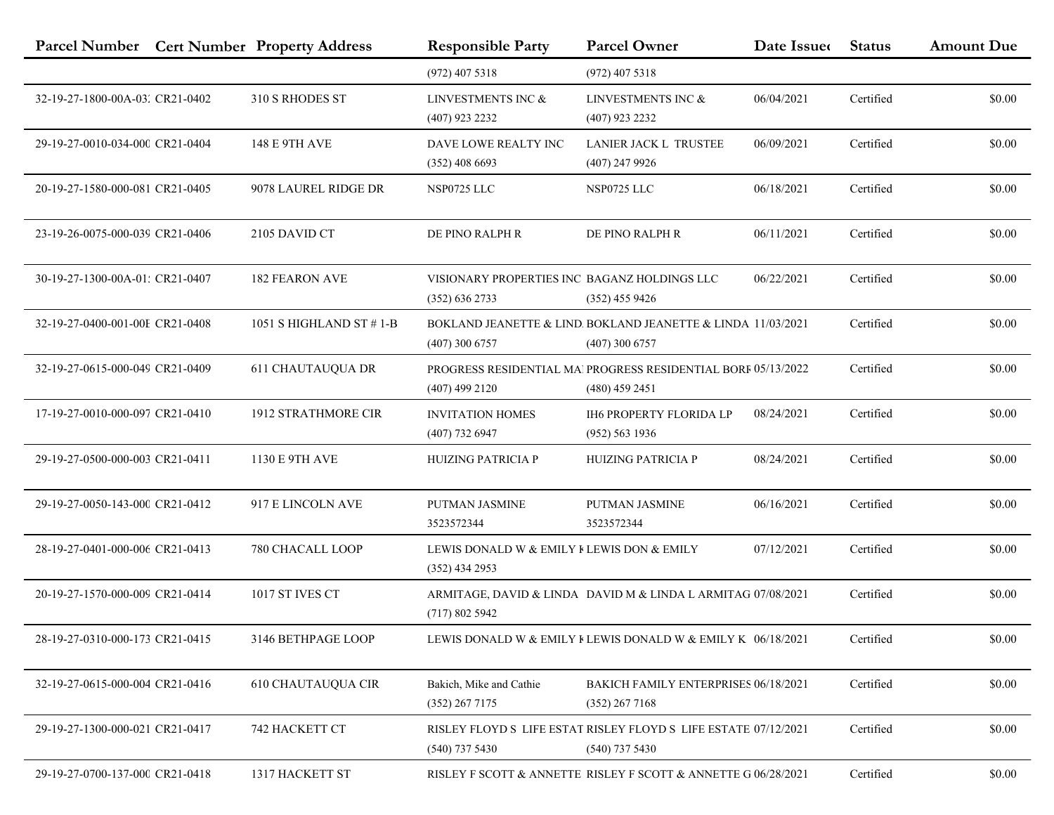| Parcel Number | Cert Number | Property Address | Responsible Party | Parcel Owner | Date Issued | Status | Amount Due |
|---|---|---|---|---|---|---|---|
| | | | (972) 407 5318 | (972) 407 5318 | | | |
| 32-19-27-1800-00A-03. | CR21-0402 | 310 S RHODES ST | LINVESTMENTS INC & (407) 923 2232 | LINVESTMENTS INC & (407) 923 2232 | 06/04/2021 | Certified | $0.00 |
| 29-19-27-0010-034-000 | CR21-0404 | 148 E 9TH AVE | DAVE LOWE REALTY INC (352) 408 6693 | LANIER JACK L TRUSTEE (407) 247 9926 | 06/09/2021 | Certified | $0.00 |
| 20-19-27-1580-000-081 | CR21-0405 | 9078 LAUREL RIDGE DR | NSP0725 LLC | NSP0725 LLC | 06/18/2021 | Certified | $0.00 |
| 23-19-26-0075-000-039 | CR21-0406 | 2105 DAVID CT | DE PINO RALPH R | DE PINO RALPH R | 06/11/2021 | Certified | $0.00 |
| 30-19-27-1300-00A-01. | CR21-0407 | 182 FEARON AVE | VISIONARY PROPERTIES INC (352) 636 2733 | BAGANZ HOLDINGS LLC (352) 455 9426 | 06/22/2021 | Certified | $0.00 |
| 32-19-27-0400-001-00E | CR21-0408 | 1051 S HIGHLAND ST # 1-B | BOKLAND JEANETTE & LIND. (407) 300 6757 | BOKLAND JEANETTE & LINDA (407) 300 6757 | 11/03/2021 | Certified | $0.00 |
| 32-19-27-0615-000-049 | CR21-0409 | 611 CHAUTAUQUA DR | PROGRESS RESIDENTIAL MA (407) 499 2120 | PROGRESS RESIDENTIAL BORF (480) 459 2451 | 05/13/2022 | Certified | $0.00 |
| 17-19-27-0010-000-097 | CR21-0410 | 1912 STRATHMORE CIR | INVITATION HOMES (407) 732 6947 | IH6 PROPERTY FLORIDA LP (952) 563 1936 | 08/24/2021 | Certified | $0.00 |
| 29-19-27-0500-000-003 | CR21-0411 | 1130 E 9TH AVE | HUIZING PATRICIA P | HUIZING PATRICIA P | 08/24/2021 | Certified | $0.00 |
| 29-19-27-0050-143-000 | CR21-0412 | 917 E LINCOLN AVE | PUTMAN JASMINE 3523572344 | PUTMAN JASMINE 3523572344 | 06/16/2021 | Certified | $0.00 |
| 28-19-27-0401-000-006 | CR21-0413 | 780 CHACALL LOOP | LEWIS DONALD W & EMILY K (352) 434 2953 | LEWIS DON & EMILY | 07/12/2021 | Certified | $0.00 |
| 20-19-27-1570-000-009 | CR21-0414 | 1017 ST IVES CT | ARMITAGE, DAVID & LINDA (717) 802 5942 | DAVID M & LINDA L ARMITAG | 07/08/2021 | Certified | $0.00 |
| 28-19-27-0310-000-173 | CR21-0415 | 3146 BETHPAGE LOOP | LEWIS DONALD W & EMILY K | LEWIS DONALD W & EMILY K | 06/18/2021 | Certified | $0.00 |
| 32-19-27-0615-000-004 | CR21-0416 | 610 CHAUTAUQUA CIR | Bakich, Mike and Cathie (352) 267 7175 | BAKICH FAMILY ENTERPRISES (352) 267 7168 | 06/18/2021 | Certified | $0.00 |
| 29-19-27-1300-000-021 | CR21-0417 | 742 HACKETT CT | RISLEY FLOYD S LIFE ESTAT (540) 737 5430 | RISLEY FLOYD S LIFE ESTATE (540) 737 5430 | 07/12/2021 | Certified | $0.00 |
| 29-19-27-0700-137-000 | CR21-0418 | 1317 HACKETT ST | RISLEY F SCOTT & ANNETTE | RISLEY F SCOTT & ANNETTE G | 06/28/2021 | Certified | $0.00 |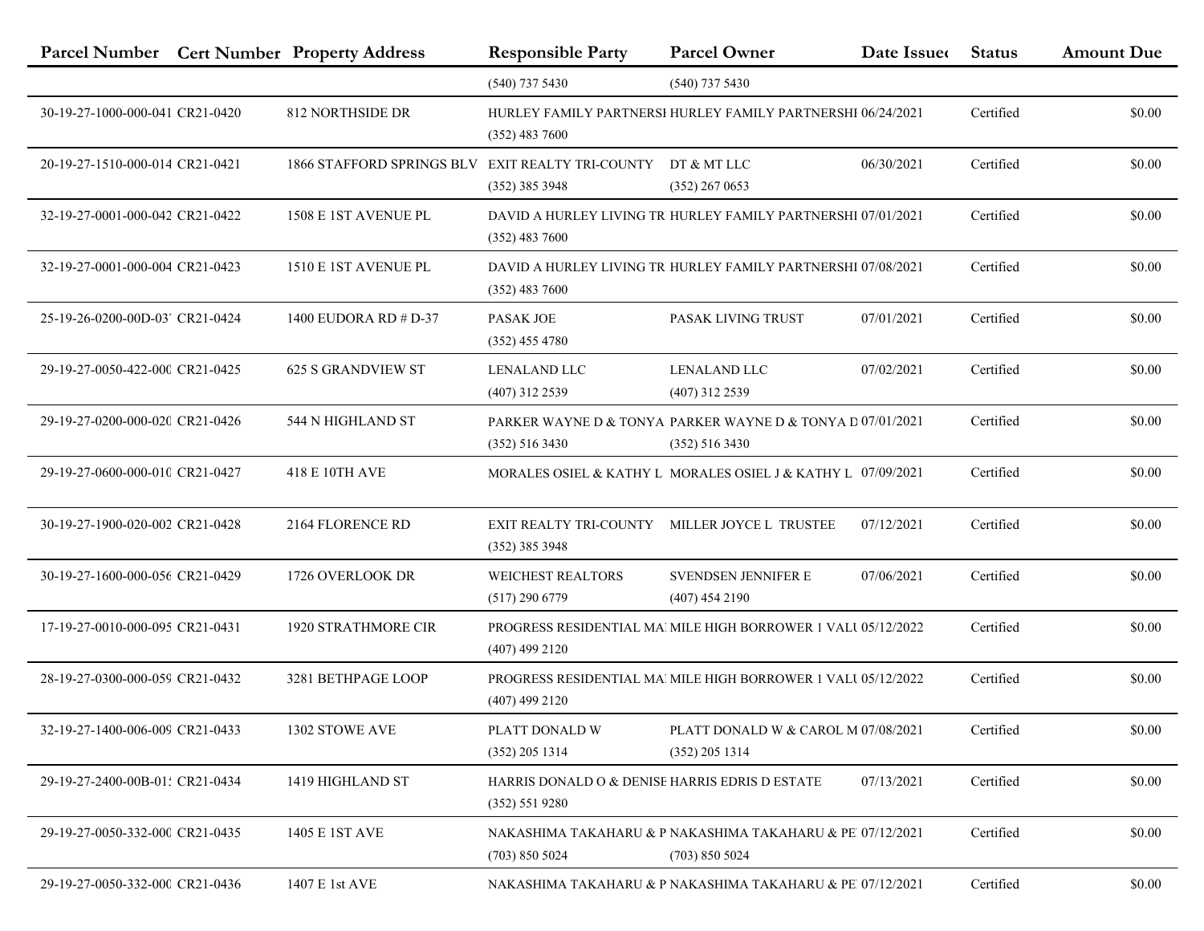| Parcel Number | Cert Number | Property Address | Responsible Party | Parcel Owner | Date Issued | Status | Amount Due |
|---|---|---|---|---|---|---|---|
| | | | (540) 737 5430 | (540) 737 5430 | | | |
| 30-19-27-1000-000-041 | CR21-0420 | 812 NORTHSIDE DR | HURLEY FAMILY PARTNERSI (352) 483 7600 | HURLEY FAMILY PARTNERSHI | 06/24/2021 | Certified | $0.00 |
| 20-19-27-1510-000-014 | CR21-0421 | 1866 STAFFORD SPRINGS BLV | EXIT REALTY TRI-COUNTY (352) 385 3948 | DT & MT LLC (352) 267 0653 | 06/30/2021 | Certified | $0.00 |
| 32-19-27-0001-000-042 | CR21-0422 | 1508 E 1ST AVENUE PL | DAVID A HURLEY LIVING TR (352) 483 7600 | HURLEY FAMILY PARTNERSHI | 07/01/2021 | Certified | $0.00 |
| 32-19-27-0001-000-004 | CR21-0423 | 1510 E 1ST AVENUE PL | DAVID A HURLEY LIVING TR (352) 483 7600 | HURLEY FAMILY PARTNERSHI | 07/08/2021 | Certified | $0.00 |
| 25-19-26-0200-00D-03' | CR21-0424 | 1400 EUDORA RD # D-37 | PASAK JOE (352) 455 4780 | PASAK LIVING TRUST | 07/01/2021 | Certified | $0.00 |
| 29-19-27-0050-422-000 | CR21-0425 | 625 S GRANDVIEW ST | LENALAND LLC (407) 312 2539 | LENALAND LLC (407) 312 2539 | 07/02/2021 | Certified | $0.00 |
| 29-19-27-0200-000-020 | CR21-0426 | 544 N HIGHLAND ST | PARKER WAYNE D & TONYA (352) 516 3430 | PARKER WAYNE D & TONYA D (352) 516 3430 | 07/01/2021 | Certified | $0.00 |
| 29-19-27-0600-000-010 | CR21-0427 | 418 E 10TH AVE | MORALES OSIEL & KATHY L | MORALES OSIEL J & KATHY L | 07/09/2021 | Certified | $0.00 |
| 30-19-27-1900-020-002 | CR21-0428 | 2164 FLORENCE RD | EXIT REALTY TRI-COUNTY (352) 385 3948 | MILLER JOYCE L TRUSTEE | 07/12/2021 | Certified | $0.00 |
| 30-19-27-1600-000-056 | CR21-0429 | 1726 OVERLOOK DR | WEICHEST REALTORS (517) 290 6779 | SVENDSEN JENNIFER E (407) 454 2190 | 07/06/2021 | Certified | $0.00 |
| 17-19-27-0010-000-095 | CR21-0431 | 1920 STRATHMORE CIR | PROGRESS RESIDENTIAL MA (407) 499 2120 | MILE HIGH BORROWER 1 VALU | 05/12/2022 | Certified | $0.00 |
| 28-19-27-0300-000-059 | CR21-0432 | 3281 BETHPAGE LOOP | PROGRESS RESIDENTIAL MA (407) 499 2120 | MILE HIGH BORROWER 1 VALU | 05/12/2022 | Certified | $0.00 |
| 32-19-27-1400-006-009 | CR21-0433 | 1302 STOWE AVE | PLATT DONALD W (352) 205 1314 | PLATT DONALD W & CAROL M (352) 205 1314 | 07/08/2021 | Certified | $0.00 |
| 29-19-27-2400-00B-01: | CR21-0434 | 1419 HIGHLAND ST | HARRIS DONALD O & DENISE (352) 551 9280 | HARRIS EDRIS D ESTATE | 07/13/2021 | Certified | $0.00 |
| 29-19-27-0050-332-000 | CR21-0435 | 1405 E 1ST AVE | NAKASHIMA TAKAHARU & P (703) 850 5024 | NAKASHIMA TAKAHARU & PE (703) 850 5024 | 07/12/2021 | Certified | $0.00 |
| 29-19-27-0050-332-000 | CR21-0436 | 1407 E 1st AVE | NAKASHIMA TAKAHARU & P | NAKASHIMA TAKAHARU & PE | 07/12/2021 | Certified | $0.00 |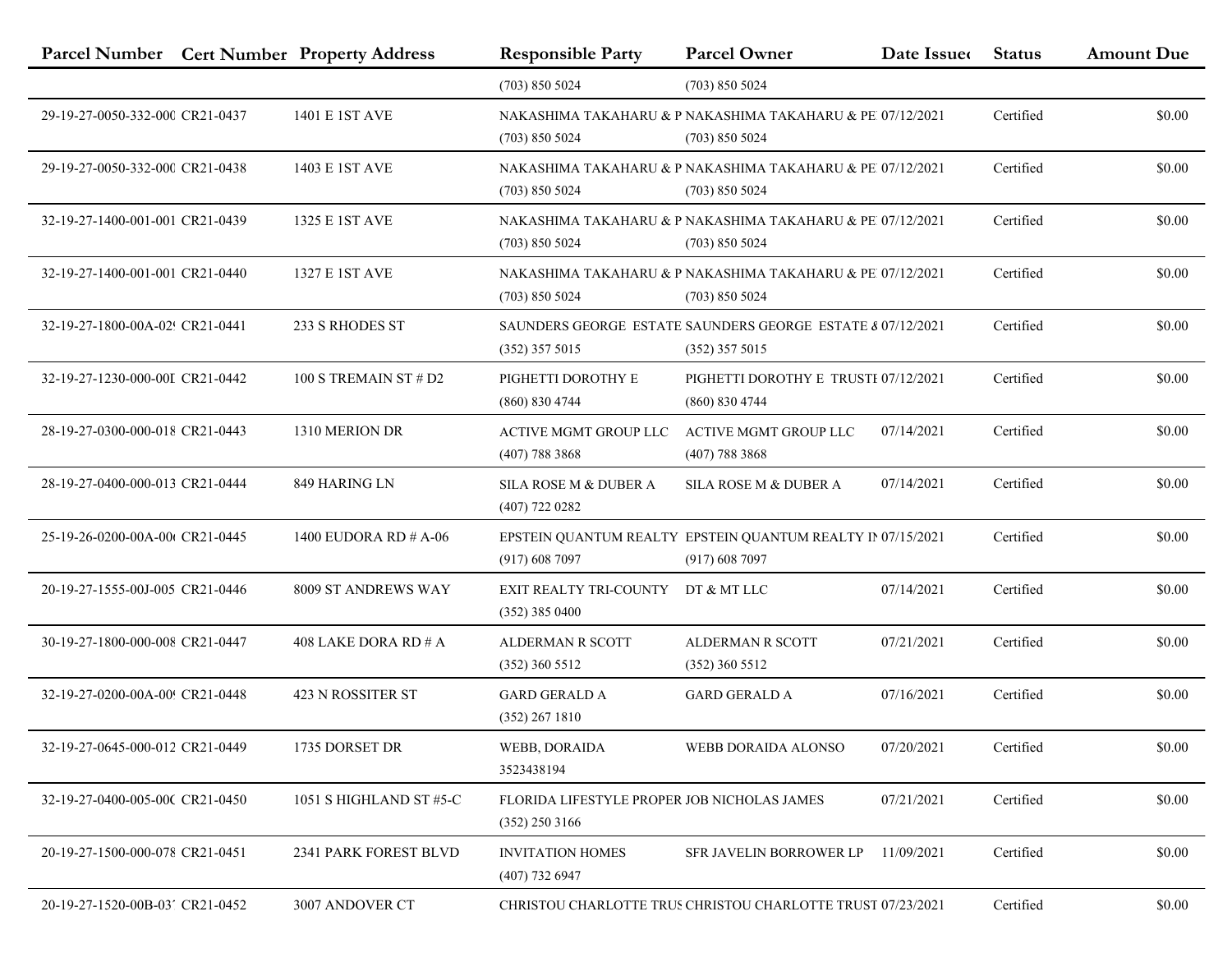| Parcel Number | Cert Number | Property Address | Responsible Party | Parcel Owner | Date Issued | Status | Amount Due |
|---|---|---|---|---|---|---|---|
| | | | (703) 850 5024 | (703) 850 5024 | | | |
| 29-19-27-0050-332-000 | CR21-0437 | 1401 E 1ST AVE | NAKASHIMA TAKAHARU & P (703) 850 5024 | NAKASHIMA TAKAHARU & PE (703) 850 5024 | 07/12/2021 | Certified | $0.00 |
| 29-19-27-0050-332-000 | CR21-0438 | 1403 E 1ST AVE | NAKASHIMA TAKAHARU & P (703) 850 5024 | NAKASHIMA TAKAHARU & PE (703) 850 5024 | 07/12/2021 | Certified | $0.00 |
| 32-19-27-1400-001-001 | CR21-0439 | 1325 E 1ST AVE | NAKASHIMA TAKAHARU & P (703) 850 5024 | NAKASHIMA TAKAHARU & PE (703) 850 5024 | 07/12/2021 | Certified | $0.00 |
| 32-19-27-1400-001-001 | CR21-0440 | 1327 E 1ST AVE | NAKASHIMA TAKAHARU & P (703) 850 5024 | NAKASHIMA TAKAHARU & PE (703) 850 5024 | 07/12/2021 | Certified | $0.00 |
| 32-19-27-1800-00A-02 | CR21-0441 | 233 S RHODES ST | SAUNDERS GEORGE ESTATE (352) 357 5015 | SAUNDERS GEORGE ESTATE & (352) 357 5015 | 07/12/2021 | Certified | $0.00 |
| 32-19-27-1230-000-00D | CR21-0442 | 100 S TREMAIN ST # D2 | PIGHETTI DOROTHY E (860) 830 4744 | PIGHETTI DOROTHY E TRUSTE (860) 830 4744 | 07/12/2021 | Certified | $0.00 |
| 28-19-27-0300-000-018 | CR21-0443 | 1310 MERION DR | ACTIVE MGMT GROUP LLC (407) 788 3868 | ACTIVE MGMT GROUP LLC (407) 788 3868 | 07/14/2021 | Certified | $0.00 |
| 28-19-27-0400-000-013 | CR21-0444 | 849 HARING LN | SILA ROSE M & DUBER A (407) 722 0282 | SILA ROSE M & DUBER A | 07/14/2021 | Certified | $0.00 |
| 25-19-26-0200-00A-00 | CR21-0445 | 1400 EUDORA RD # A-06 | EPSTEIN QUANTUM REALTY (917) 608 7097 | EPSTEIN QUANTUM REALTY IN (917) 608 7097 | 07/15/2021 | Certified | $0.00 |
| 20-19-27-1555-00J-005 | CR21-0446 | 8009 ST ANDREWS WAY | EXIT REALTY TRI-COUNTY (352) 385 0400 | DT & MT LLC | 07/14/2021 | Certified | $0.00 |
| 30-19-27-1800-000-008 | CR21-0447 | 408 LAKE DORA RD # A | ALDERMAN R SCOTT (352) 360 5512 | ALDERMAN R SCOTT (352) 360 5512 | 07/21/2021 | Certified | $0.00 |
| 32-19-27-0200-00A-00 | CR21-0448 | 423 N ROSSITER ST | GARD GERALD A (352) 267 1810 | GARD GERALD A | 07/16/2021 | Certified | $0.00 |
| 32-19-27-0645-000-012 | CR21-0449 | 1735 DORSET DR | WEBB, DORAIDA 3523438194 | WEBB DORAIDA ALONSO | 07/20/2021 | Certified | $0.00 |
| 32-19-27-0400-005-00C | CR21-0450 | 1051 S HIGHLAND ST #5-C | FLORIDA LIFESTYLE PROPER (352) 250 3166 | JOB NICHOLAS JAMES | 07/21/2021 | Certified | $0.00 |
| 20-19-27-1500-000-078 | CR21-0451 | 2341 PARK FOREST BLVD | INVITATION HOMES (407) 732 6947 | SFR JAVELIN BORROWER LP | 11/09/2021 | Certified | $0.00 |
| 20-19-27-1520-00B-03 | CR21-0452 | 3007 ANDOVER CT | CHRISTOU CHARLOTTE TRUS | CHRISTOU CHARLOTTE TRUST | 07/23/2021 | Certified | $0.00 |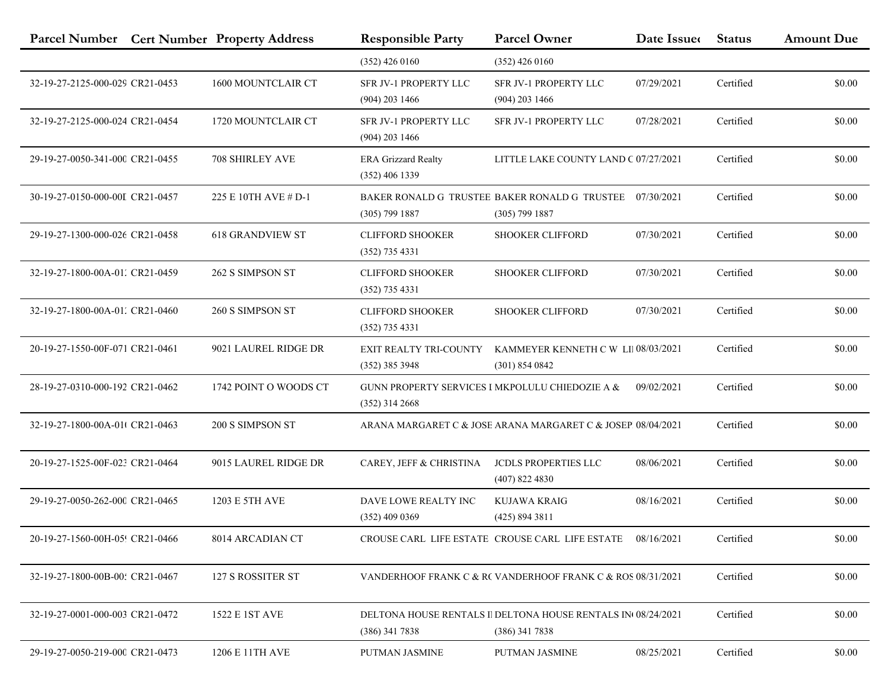| Parcel Number | Cert Number | Property Address | Responsible Party | Parcel Owner | Date Issued | Status | Amount Due |
|---|---|---|---|---|---|---|---|
| | | | (352) 426 0160 | (352) 426 0160 | | | |
| 32-19-27-2125-000-029 | CR21-0453 | 1600 MOUNTCLAIR CT | SFR JV-1 PROPERTY LLC (904) 203 1466 | SFR JV-1 PROPERTY LLC (904) 203 1466 | 07/29/2021 | Certified | $0.00 |
| 32-19-27-2125-000-024 | CR21-0454 | 1720 MOUNTCLAIR CT | SFR JV-1 PROPERTY LLC (904) 203 1466 | SFR JV-1 PROPERTY LLC | 07/28/2021 | Certified | $0.00 |
| 29-19-27-0050-341-000 | CR21-0455 | 708 SHIRLEY AVE | ERA Grizzard Realty (352) 406 1339 | LITTLE LAKE COUNTY LAND C | 07/27/2021 | Certified | $0.00 |
| 30-19-27-0150-000-00D | CR21-0457 | 225 E 10TH AVE # D-1 | BAKER RONALD G TRUSTEE (305) 799 1887 | BAKER RONALD G TRUSTEE (305) 799 1887 | 07/30/2021 | Certified | $0.00 |
| 29-19-27-1300-000-026 | CR21-0458 | 618 GRANDVIEW ST | CLIFFORD SHOOKER (352) 735 4331 | SHOOKER CLIFFORD | 07/30/2021 | Certified | $0.00 |
| 32-19-27-1800-00A-01 | CR21-0459 | 262 S SIMPSON ST | CLIFFORD SHOOKER (352) 735 4331 | SHOOKER CLIFFORD | 07/30/2021 | Certified | $0.00 |
| 32-19-27-1800-00A-01 | CR21-0460 | 260 S SIMPSON ST | CLIFFORD SHOOKER (352) 735 4331 | SHOOKER CLIFFORD | 07/30/2021 | Certified | $0.00 |
| 20-19-27-1550-00F-071 | CR21-0461 | 9021 LAUREL RIDGE DR | EXIT REALTY TRI-COUNTY (352) 385 3948 | KAMMEYER KENNETH C W LI (301) 854 0842 | 08/03/2021 | Certified | $0.00 |
| 28-19-27-0310-000-192 | CR21-0462 | 1742 POINT O WOODS CT | GUNN PROPERTY SERVICES I (352) 314 2668 | MKPOLULU CHIEDOZIE A & | 09/02/2021 | Certified | $0.00 |
| 32-19-27-1800-00A-01 | CR21-0463 | 200 S SIMPSON ST | ARANA MARGARET C & JOSE | ARANA MARGARET C & JOSEP | 08/04/2021 | Certified | $0.00 |
| 20-19-27-1525-00F-02 | CR21-0464 | 9015 LAUREL RIDGE DR | CAREY, JEFF & CHRISTINA | JCDLS PROPERTIES LLC (407) 822 4830 | 08/06/2021 | Certified | $0.00 |
| 29-19-27-0050-262-000 | CR21-0465 | 1203 E 5TH AVE | DAVE LOWE REALTY INC (352) 409 0369 | KUJAWA KRAIG (425) 894 3811 | 08/16/2021 | Certified | $0.00 |
| 20-19-27-1560-00H-05 | CR21-0466 | 8014 ARCADIAN CT | CROUSE CARL LIFE ESTATE | CROUSE CARL LIFE ESTATE | 08/16/2021 | Certified | $0.00 |
| 32-19-27-1800-00B-00 | CR21-0467 | 127 S ROSSITER ST | VANDERHOOF FRANK C & RO | VANDERHOOF FRANK C & ROS | 08/31/2021 | Certified | $0.00 |
| 32-19-27-0001-000-003 | CR21-0472 | 1522 E 1ST AVE | DELTONA HOUSE RENTALS I (386) 341 7838 | DELTONA HOUSE RENTALS IN (386) 341 7838 | 08/24/2021 | Certified | $0.00 |
| 29-19-27-0050-219-000 | CR21-0473 | 1206 E 11TH AVE | PUTMAN JASMINE | PUTMAN JASMINE | 08/25/2021 | Certified | $0.00 |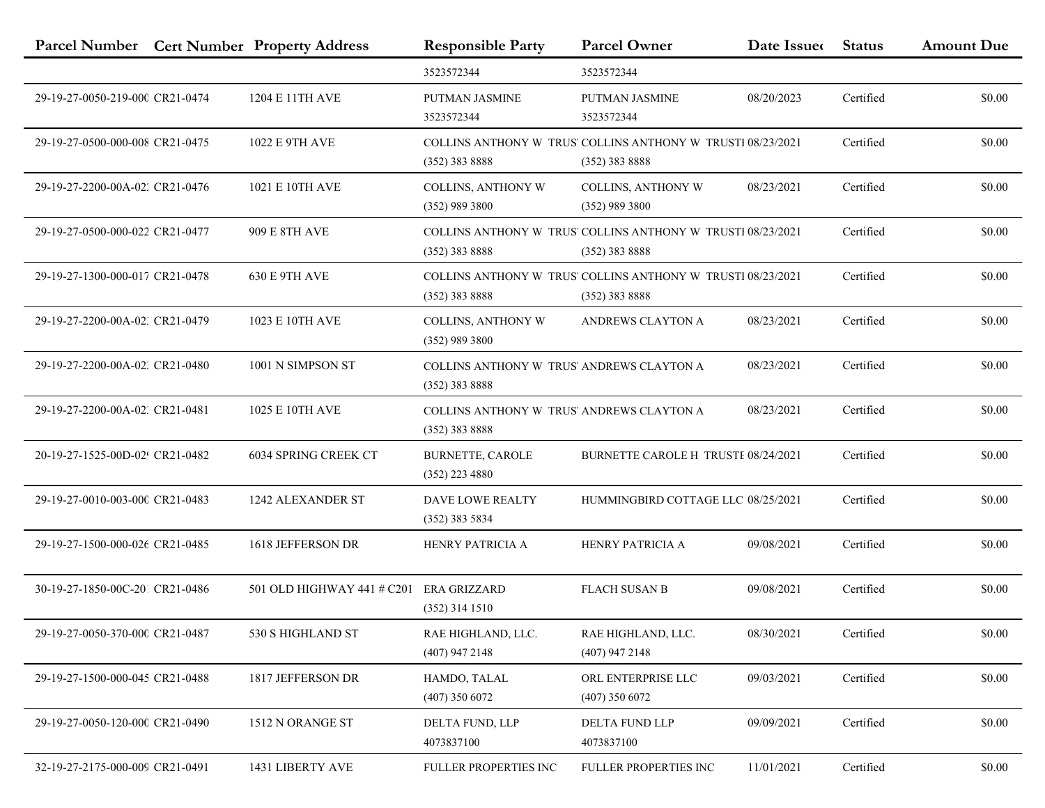| Parcel Number | Cert Number | Property Address | Responsible Party | Parcel Owner | Date Issued | Status | Amount Due |
|---|---|---|---|---|---|---|---|
| | | | 3523572344 | 3523572344 | | | |
| 29-19-27-0050-219-000 | CR21-0474 | 1204 E 11TH AVE | PUTMAN JASMINE 3523572344 | PUTMAN JASMINE 3523572344 | 08/20/2023 | Certified | $0.00 |
| 29-19-27-0500-000-008 | CR21-0475 | 1022 E 9TH AVE | COLLINS ANTHONY W TRUS (352) 383 8888 | COLLINS ANTHONY W TRUSTI (352) 383 8888 | 08/23/2021 | Certified | $0.00 |
| 29-19-27-2200-00A-02 | CR21-0476 | 1021 E 10TH AVE | COLLINS, ANTHONY W (352) 989 3800 | COLLINS, ANTHONY W (352) 989 3800 | 08/23/2021 | Certified | $0.00 |
| 29-19-27-0500-000-022 | CR21-0477 | 909 E 8TH AVE | COLLINS ANTHONY W TRUS (352) 383 8888 | COLLINS ANTHONY W TRUSTI (352) 383 8888 | 08/23/2021 | Certified | $0.00 |
| 29-19-27-1300-000-017 | CR21-0478 | 630 E 9TH AVE | COLLINS ANTHONY W TRUS (352) 383 8888 | COLLINS ANTHONY W TRUSTI (352) 383 8888 | 08/23/2021 | Certified | $0.00 |
| 29-19-27-2200-00A-02 | CR21-0479 | 1023 E 10TH AVE | COLLINS, ANTHONY W (352) 989 3800 | ANDREWS CLAYTON A | 08/23/2021 | Certified | $0.00 |
| 29-19-27-2200-00A-02 | CR21-0480 | 1001 N SIMPSON ST | COLLINS ANTHONY W TRUS (352) 383 8888 | ANDREWS CLAYTON A | 08/23/2021 | Certified | $0.00 |
| 29-19-27-2200-00A-02 | CR21-0481 | 1025 E 10TH AVE | COLLINS ANTHONY W TRUS (352) 383 8888 | ANDREWS CLAYTON A | 08/23/2021 | Certified | $0.00 |
| 20-19-27-1525-00D-02 | CR21-0482 | 6034 SPRING CREEK CT | BURNETTE, CAROLE (352) 223 4880 | BURNETTE CAROLE H TRUSTE | 08/24/2021 | Certified | $0.00 |
| 29-19-27-0010-003-000 | CR21-0483 | 1242 ALEXANDER ST | DAVE LOWE REALTY (352) 383 5834 | HUMMINGBIRD COTTAGE LLC | 08/25/2021 | Certified | $0.00 |
| 29-19-27-1500-000-026 | CR21-0485 | 1618 JEFFERSON DR | HENRY PATRICIA A | HENRY PATRICIA A | 09/08/2021 | Certified | $0.00 |
| 30-19-27-1850-00C-20 | CR21-0486 | 501 OLD HIGHWAY 441 # C201 | ERA GRIZZARD (352) 314 1510 | FLACH SUSAN B | 09/08/2021 | Certified | $0.00 |
| 29-19-27-0050-370-000 | CR21-0487 | 530 S HIGHLAND ST | RAE HIGHLAND, LLC. (407) 947 2148 | RAE HIGHLAND, LLC. (407) 947 2148 | 08/30/2021 | Certified | $0.00 |
| 29-19-27-1500-000-045 | CR21-0488 | 1817 JEFFERSON DR | HAMDO, TALAL (407) 350 6072 | ORL ENTERPRISE LLC (407) 350 6072 | 09/03/2021 | Certified | $0.00 |
| 29-19-27-0050-120-000 | CR21-0490 | 1512 N ORANGE ST | DELTA FUND, LLP 4073837100 | DELTA FUND LLP 4073837100 | 09/09/2021 | Certified | $0.00 |
| 32-19-27-2175-000-009 | CR21-0491 | 1431 LIBERTY AVE | FULLER PROPERTIES INC | FULLER PROPERTIES INC | 11/01/2021 | Certified | $0.00 |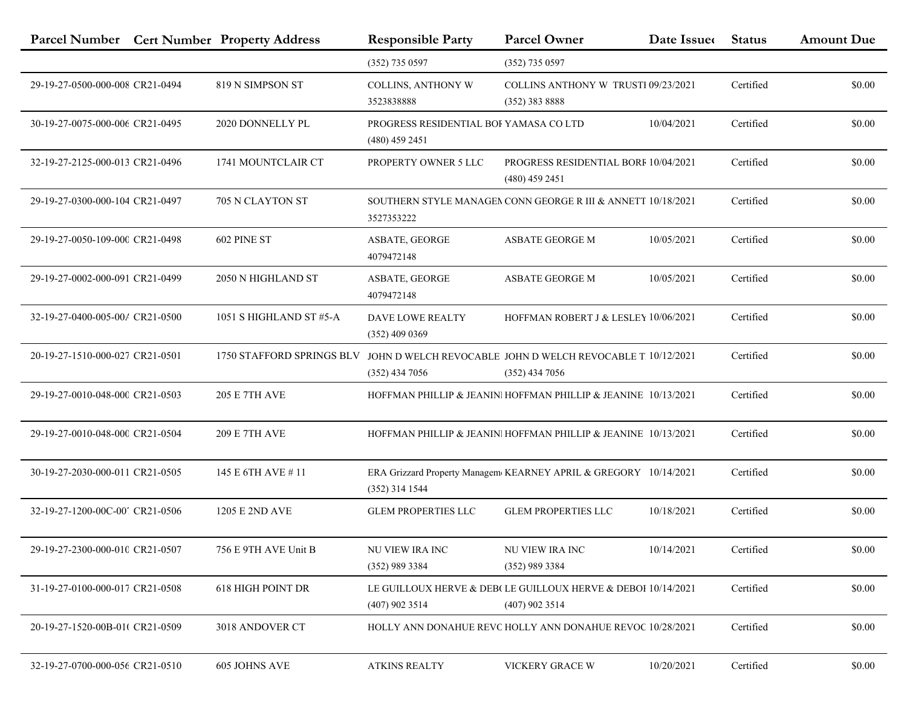| Parcel Number | Cert Number | Property Address | Responsible Party | Parcel Owner | Date Issued | Status | Amount Due |
|---|---|---|---|---|---|---|---|
| | | | (352) 735 0597 | (352) 735 0597 | | | |
| 29-19-27-0500-000-008 | CR21-0494 | 819 N SIMPSON ST | COLLINS, ANTHONY W 3523838888 | COLLINS ANTHONY W TRUSTI (352) 383 8888 | 09/23/2021 | Certified | $0.00 |
| 30-19-27-0075-000-006 | CR21-0495 | 2020 DONNELLY PL | PROGRESS RESIDENTIAL BOF (480) 459 2451 | YAMASA CO LTD | 10/04/2021 | Certified | $0.00 |
| 32-19-27-2125-000-013 | CR21-0496 | 1741 MOUNTCLAIR CT | PROPERTY OWNER 5 LLC | PROGRESS RESIDENTIAL BORF (480) 459 2451 | 10/04/2021 | Certified | $0.00 |
| 29-19-27-0300-000-104 | CR21-0497 | 705 N CLAYTON ST | SOUTHERN STYLE MANAGEN 3527353222 | CONN GEORGE R III & ANNETT | 10/18/2021 | Certified | $0.00 |
| 29-19-27-0050-109-000 | CR21-0498 | 602 PINE ST | ASBATE, GEORGE 4079472148 | ASBATE GEORGE M | 10/05/2021 | Certified | $0.00 |
| 29-19-27-0002-000-091 | CR21-0499 | 2050 N HIGHLAND ST | ASBATE, GEORGE 4079472148 | ASBATE GEORGE M | 10/05/2021 | Certified | $0.00 |
| 32-19-27-0400-005-00A | CR21-0500 | 1051 S HIGHLAND ST #5-A | DAVE LOWE REALTY (352) 409 0369 | HOFFMAN ROBERT J & LESLEY | 10/06/2021 | Certified | $0.00 |
| 20-19-27-1510-000-027 | CR21-0501 | 1750 STAFFORD SPRINGS BLV | JOHN D WELCH REVOCABLE (352) 434 7056 | JOHN D WELCH REVOCABLE T (352) 434 7056 | 10/12/2021 | Certified | $0.00 |
| 29-19-27-0010-048-000 | CR21-0503 | 205 E 7TH AVE | HOFFMAN PHILLIP & JEANINI | HOFFMAN PHILLIP & JEANINE | 10/13/2021 | Certified | $0.00 |
| 29-19-27-0010-048-000 | CR21-0504 | 209 E 7TH AVE | HOFFMAN PHILLIP & JEANINI | HOFFMAN PHILLIP & JEANINE | 10/13/2021 | Certified | $0.00 |
| 30-19-27-2030-000-011 | CR21-0505 | 145 E 6TH AVE # 11 | ERA Grizzard Property Managem (352) 314 1544 | KEARNEY APRIL & GREGORY | 10/14/2021 | Certified | $0.00 |
| 32-19-27-1200-00C-00 | CR21-0506 | 1205 E 2ND AVE | GLEM PROPERTIES LLC | GLEM PROPERTIES LLC | 10/18/2021 | Certified | $0.00 |
| 29-19-27-2300-000-010 | CR21-0507 | 756 E 9TH AVE Unit B | NU VIEW IRA INC (352) 989 3384 | NU VIEW IRA INC (352) 989 3384 | 10/14/2021 | Certified | $0.00 |
| 31-19-27-0100-000-017 | CR21-0508 | 618 HIGH POINT DR | LE GUILLOUX HERVE & DEB (407) 902 3514 | LE GUILLOUX HERVE & DEBOI (407) 902 3514 | 10/14/2021 | Certified | $0.00 |
| 20-19-27-1520-00B-01 | CR21-0509 | 3018 ANDOVER CT | HOLLY ANN DONAHUE REVC | HOLLY ANN DONAHUE REVOC | 10/28/2021 | Certified | $0.00 |
| 32-19-27-0700-000-056 | CR21-0510 | 605 JOHNS AVE | ATKINS REALTY | VICKERY GRACE W | 10/20/2021 | Certified | $0.00 |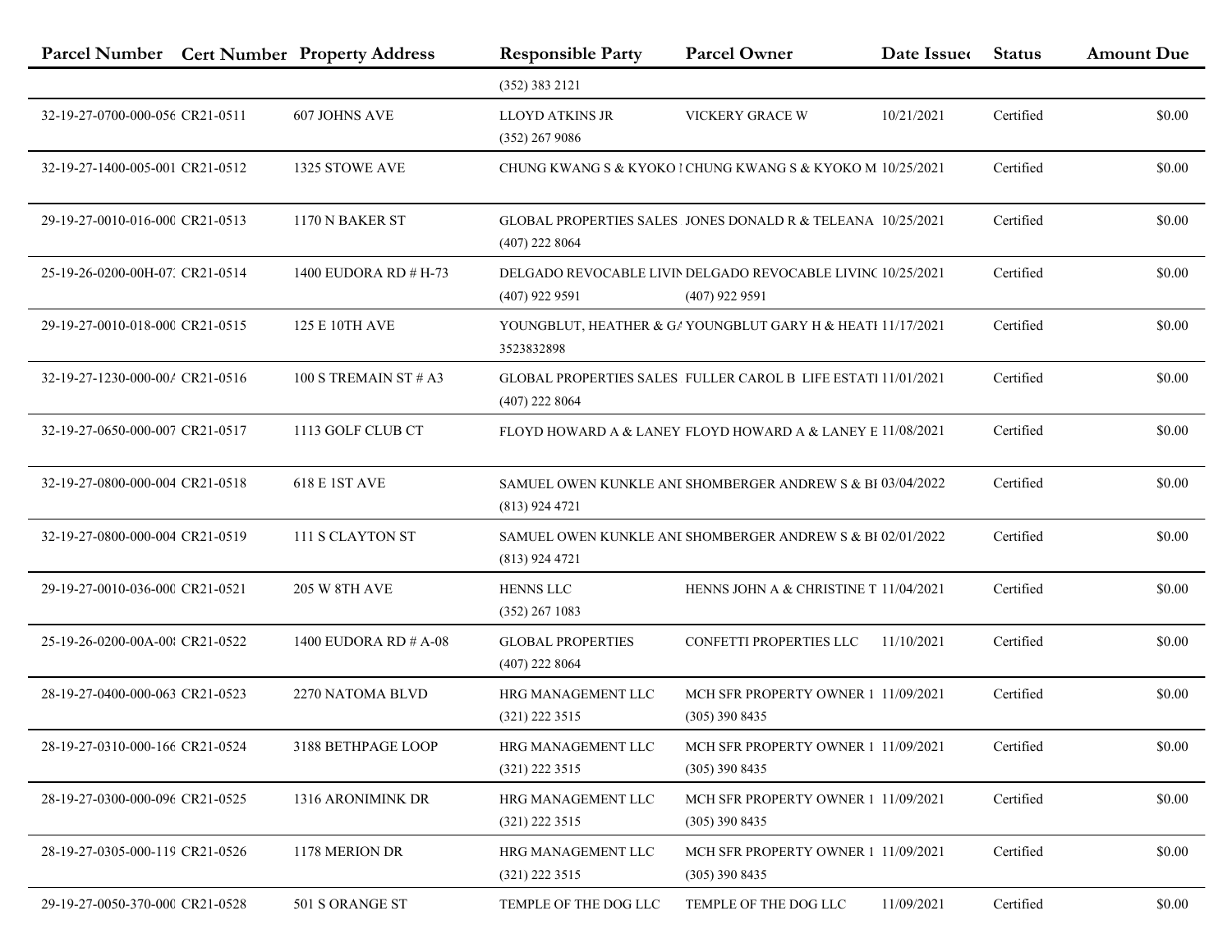| Parcel Number | Cert Number | Property Address | Responsible Party | Parcel Owner | Date Issued | Status | Amount Due |
|---|---|---|---|---|---|---|---|
| | | | (352) 383 2121 | | | | |
| 32-19-27-0700-000-056 | CR21-0511 | 607 JOHNS AVE | LLOYD ATKINS JR (352) 267 9086 | VICKERY GRACE W | 10/21/2021 | Certified | $0.00 |
| 32-19-27-1400-005-001 | CR21-0512 | 1325 STOWE AVE | CHUNG KWANG S & KYOKO I | CHUNG KWANG S & KYOKO M | 10/25/2021 | Certified | $0.00 |
| 29-19-27-0010-016-000 | CR21-0513 | 1170 N BAKER ST | GLOBAL PROPERTIES SALES (407) 222 8064 | JONES DONALD R & TELEANA | 10/25/2021 | Certified | $0.00 |
| 25-19-26-0200-00H-07. | CR21-0514 | 1400 EUDORA RD # H-73 | DELGADO REVOCABLE LIVIN (407) 922 9591 | DELGADO REVOCABLE LIVINC (407) 922 9591 | 10/25/2021 | Certified | $0.00 |
| 29-19-27-0010-018-000 | CR21-0515 | 125 E 10TH AVE | YOUNGBLUT, HEATHER & GA 3523832898 | YOUNGBLUT GARY H & HEATI | 11/17/2021 | Certified | $0.00 |
| 32-19-27-1230-000-00A | CR21-0516 | 100 S TREMAIN ST # A3 | GLOBAL PROPERTIES SALES (407) 222 8064 | FULLER CAROL B LIFE ESTATI | 11/01/2021 | Certified | $0.00 |
| 32-19-27-0650-000-007 | CR21-0517 | 1113 GOLF CLUB CT | FLOYD HOWARD A & LANEY | FLOYD HOWARD A & LANEY E | 11/08/2021 | Certified | $0.00 |
| 32-19-27-0800-000-004 | CR21-0518 | 618 E 1ST AVE | SAMUEL OWEN KUNKLE ANI (813) 924 4721 | SHOMBERGER ANDREW S & BI | 03/04/2022 | Certified | $0.00 |
| 32-19-27-0800-000-004 | CR21-0519 | 111 S CLAYTON ST | SAMUEL OWEN KUNKLE ANI (813) 924 4721 | SHOMBERGER ANDREW S & BI | 02/01/2022 | Certified | $0.00 |
| 29-19-27-0010-036-000 | CR21-0521 | 205 W 8TH AVE | HENNS LLC (352) 267 1083 | HENNS JOHN A & CHRISTINE T | 11/04/2021 | Certified | $0.00 |
| 25-19-26-0200-00A-00 | CR21-0522 | 1400 EUDORA RD # A-08 | GLOBAL PROPERTIES (407) 222 8064 | CONFETTI PROPERTIES LLC | 11/10/2021 | Certified | $0.00 |
| 28-19-27-0400-000-063 | CR21-0523 | 2270 NATOMA BLVD | HRG MANAGEMENT LLC (321) 222 3515 | MCH SFR PROPERTY OWNER 1 (305) 390 8435 | 11/09/2021 | Certified | $0.00 |
| 28-19-27-0310-000-166 | CR21-0524 | 3188 BETHPAGE LOOP | HRG MANAGEMENT LLC (321) 222 3515 | MCH SFR PROPERTY OWNER 1 (305) 390 8435 | 11/09/2021 | Certified | $0.00 |
| 28-19-27-0300-000-096 | CR21-0525 | 1316 ARONIMINK DR | HRG MANAGEMENT LLC (321) 222 3515 | MCH SFR PROPERTY OWNER 1 (305) 390 8435 | 11/09/2021 | Certified | $0.00 |
| 28-19-27-0305-000-119 | CR21-0526 | 1178 MERION DR | HRG MANAGEMENT LLC (321) 222 3515 | MCH SFR PROPERTY OWNER 1 (305) 390 8435 | 11/09/2021 | Certified | $0.00 |
| 29-19-27-0050-370-000 | CR21-0528 | 501 S ORANGE ST | TEMPLE OF THE DOG LLC | TEMPLE OF THE DOG LLC | 11/09/2021 | Certified | $0.00 |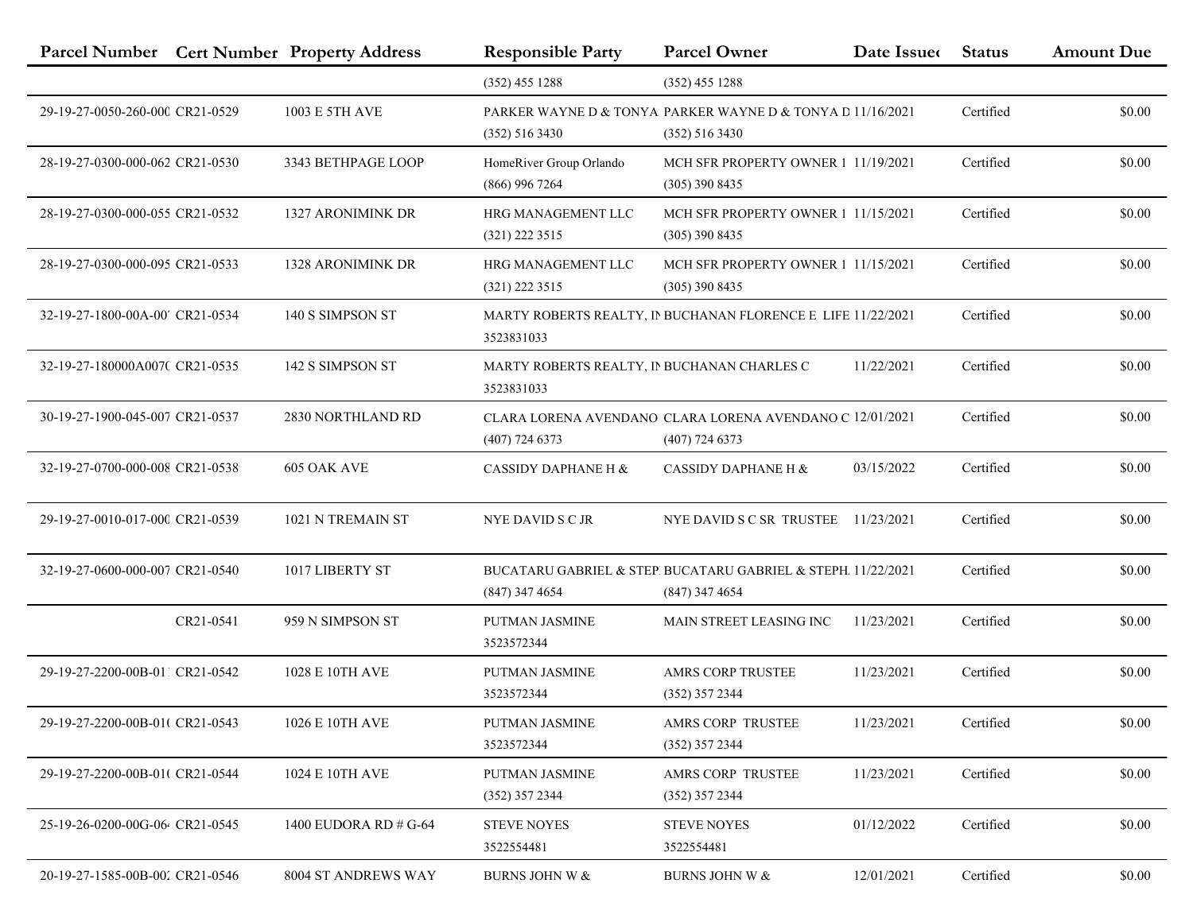| Parcel Number | Cert Number | Property Address | Responsible Party | Parcel Owner | Date Issued | Status | Amount Due |
|---|---|---|---|---|---|---|---|
| | | | (352) 455 1288 | (352) 455 1288 | | | |
| 29-19-27-0050-260-000 | CR21-0529 | 1003 E 5TH AVE | PARKER WAYNE D & TONYA (352) 516 3430 | PARKER WAYNE D & TONYA D (352) 516 3430 | 11/16/2021 | Certified | $0.00 |
| 28-19-27-0300-000-062 | CR21-0530 | 3343 BETHPAGE LOOP | HomeRiver Group Orlando (866) 996 7264 | MCH SFR PROPERTY OWNER 1 (305) 390 8435 | 11/19/2021 | Certified | $0.00 |
| 28-19-27-0300-000-055 | CR21-0532 | 1327 ARONIMINK DR | HRG MANAGEMENT LLC (321) 222 3515 | MCH SFR PROPERTY OWNER 1 (305) 390 8435 | 11/15/2021 | Certified | $0.00 |
| 28-19-27-0300-000-095 | CR21-0533 | 1328 ARONIMINK DR | HRG MANAGEMENT LLC (321) 222 3515 | MCH SFR PROPERTY OWNER 1 (305) 390 8435 | 11/15/2021 | Certified | $0.00 |
| 32-19-27-1800-00A-00 | CR21-0534 | 140 S SIMPSON ST | MARTY ROBERTS REALTY, IN 3523831033 | BUCHANAN FLORENCE E LIFE | 11/22/2021 | Certified | $0.00 |
| 32-19-27-180000A007( | CR21-0535 | 142 S SIMPSON ST | MARTY ROBERTS REALTY, IN 3523831033 | BUCHANAN CHARLES C | 11/22/2021 | Certified | $0.00 |
| 30-19-27-1900-045-007 | CR21-0537 | 2830 NORTHLAND RD | CLARA LORENA AVENDANO (407) 724 6373 | CLARA LORENA AVENDANO C (407) 724 6373 | 12/01/2021 | Certified | $0.00 |
| 32-19-27-0700-000-008 | CR21-0538 | 605 OAK AVE | CASSIDY DAPHANE H & | CASSIDY DAPHANE H & | 03/15/2022 | Certified | $0.00 |
| 29-19-27-0010-017-000 | CR21-0539 | 1021 N TREMAIN ST | NYE DAVID S C JR | NYE DAVID S C SR TRUSTEE | 11/23/2021 | Certified | $0.00 |
| 32-19-27-0600-000-007 | CR21-0540 | 1017 LIBERTY ST | BUCATARU GABRIEL & STEP (847) 347 4654 | BUCATARU GABRIEL & STEPH (847) 347 4654 | 11/22/2021 | Certified | $0.00 |
| | CR21-0541 | 959 N SIMPSON ST | PUTMAN JASMINE 3523572344 | MAIN STREET LEASING INC | 11/23/2021 | Certified | $0.00 |
| 29-19-27-2200-00B-01 | CR21-0542 | 1028 E 10TH AVE | PUTMAN JASMINE 3523572344 | AMRS CORP TRUSTEE (352) 357 2344 | 11/23/2021 | Certified | $0.00 |
| 29-19-27-2200-00B-01( | CR21-0543 | 1026 E 10TH AVE | PUTMAN JASMINE 3523572344 | AMRS CORP TRUSTEE (352) 357 2344 | 11/23/2021 | Certified | $0.00 |
| 29-19-27-2200-00B-01( | CR21-0544 | 1024 E 10TH AVE | PUTMAN JASMINE (352) 357 2344 | AMRS CORP TRUSTEE (352) 357 2344 | 11/23/2021 | Certified | $0.00 |
| 25-19-26-0200-00G-06 | CR21-0545 | 1400 EUDORA RD # G-64 | STEVE NOYES 3522554481 | STEVE NOYES 3522554481 | 01/12/2022 | Certified | $0.00 |
| 20-19-27-1585-00B-00 | CR21-0546 | 8004 ST ANDREWS WAY | BURNS JOHN W & | BURNS JOHN W & | 12/01/2021 | Certified | $0.00 |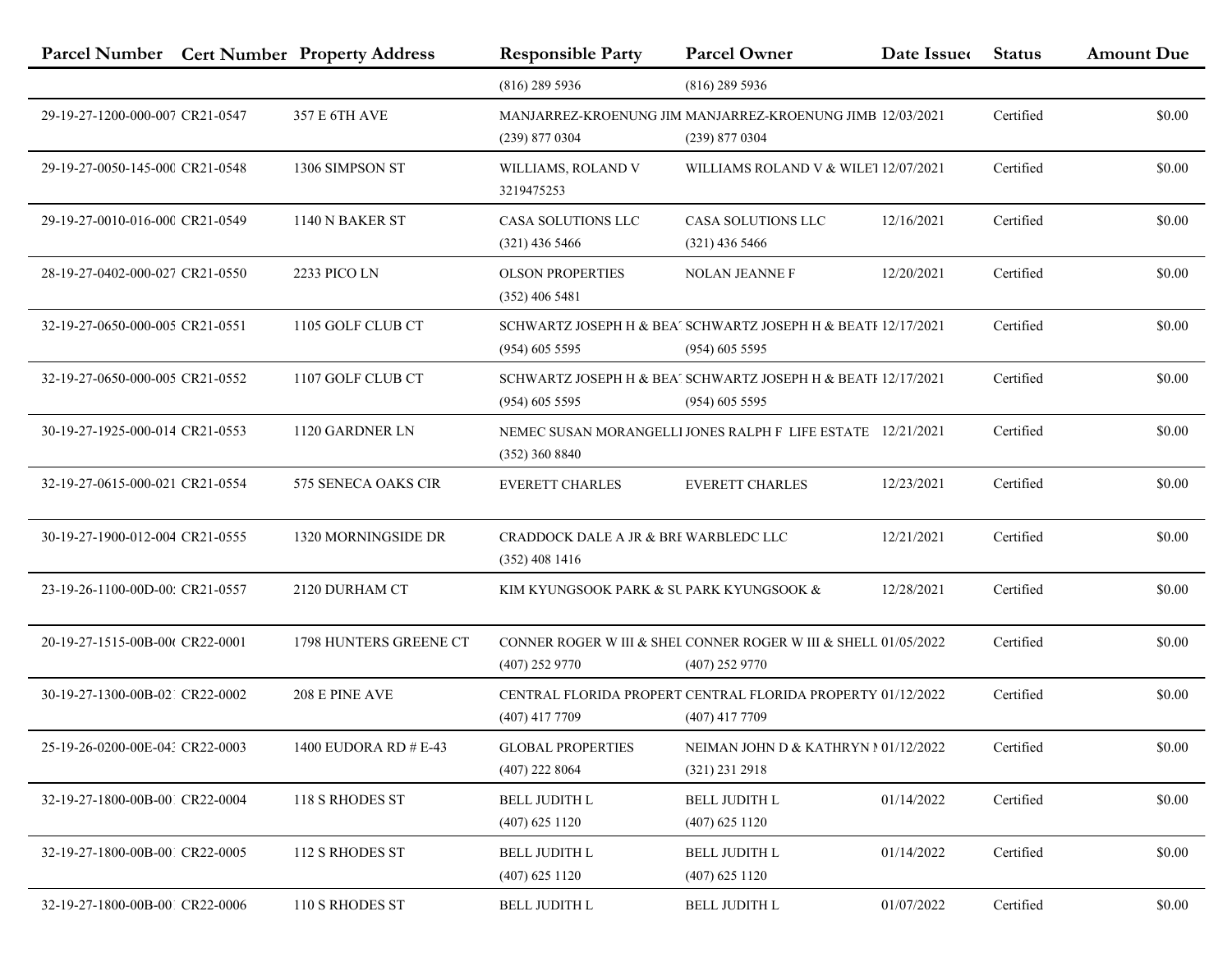| Parcel Number | Cert Number | Property Address | Responsible Party | Parcel Owner | Date Issue | Status | Amount Due |
|---|---|---|---|---|---|---|---|
| | | | (816) 289 5936 | (816) 289 5936 | | | |
| 29-19-27-1200-000-007 | CR21-0547 | 357 E 6TH AVE | MANJARREZ-KROENUNG JIM (239) 877 0304 | MANJARREZ-KROENUNG JIMB (239) 877 0304 | 12/03/2021 | Certified | $0.00 |
| 29-19-27-0050-145-000 | CR21-0548 | 1306 SIMPSON ST | WILLIAMS, ROLAND V 3219475253 | WILLIAMS ROLAND V & WILET | 12/07/2021 | Certified | $0.00 |
| 29-19-27-0010-016-000 | CR21-0549 | 1140 N BAKER ST | CASA SOLUTIONS LLC (321) 436 5466 | CASA SOLUTIONS LLC (321) 436 5466 | 12/16/2021 | Certified | $0.00 |
| 28-19-27-0402-000-027 | CR21-0550 | 2233 PICO LN | OLSON PROPERTIES (352) 406 5481 | NOLAN JEANNE F | 12/20/2021 | Certified | $0.00 |
| 32-19-27-0650-000-005 | CR21-0551 | 1105 GOLF CLUB CT | SCHWARTZ JOSEPH H & BEA (954) 605 5595 | SCHWARTZ JOSEPH H & BEATI (954) 605 5595 | 12/17/2021 | Certified | $0.00 |
| 32-19-27-0650-000-005 | CR21-0552 | 1107 GOLF CLUB CT | SCHWARTZ JOSEPH H & BEA (954) 605 5595 | SCHWARTZ JOSEPH H & BEATI (954) 605 5595 | 12/17/2021 | Certified | $0.00 |
| 30-19-27-1925-000-014 | CR21-0553 | 1120 GARDNER LN | NEMEC SUSAN MORANGELLI (352) 360 8840 | JONES RALPH F LIFE ESTATE | 12/21/2021 | Certified | $0.00 |
| 32-19-27-0615-000-021 | CR21-0554 | 575 SENECA OAKS CIR | EVERETT CHARLES | EVERETT CHARLES | 12/23/2021 | Certified | $0.00 |
| 30-19-27-1900-012-004 | CR21-0555 | 1320 MORNINGSIDE DR | CRADDOCK DALE A JR & BRI (352) 408 1416 | WARBLEDC LLC | 12/21/2021 | Certified | $0.00 |
| 23-19-26-1100-00D-00 | CR21-0557 | 2120 DURHAM CT | KIM KYUNGSOOK PARK & SU | PARK KYUNGSOOK & | 12/28/2021 | Certified | $0.00 |
| 20-19-27-1515-00B-00 | CR22-0001 | 1798 HUNTERS GREENE CT | CONNER ROGER W III & SHEL (407) 252 9770 | CONNER ROGER W III & SHELL (407) 252 9770 | 01/05/2022 | Certified | $0.00 |
| 30-19-27-1300-00B-02 | CR22-0002 | 208 E PINE AVE | CENTRAL FLORIDA PROPERT (407) 417 7709 | CENTRAL FLORIDA PROPERTY (407) 417 7709 | 01/12/2022 | Certified | $0.00 |
| 25-19-26-0200-00E-04 | CR22-0003 | 1400 EUDORA RD # E-43 | GLOBAL PROPERTIES (407) 222 8064 | NEIMAN JOHN D & KATHRYN (321) 231 2918 | 01/12/2022 | Certified | $0.00 |
| 32-19-27-1800-00B-00 | CR22-0004 | 118 S RHODES ST | BELL JUDITH L (407) 625 1120 | BELL JUDITH L (407) 625 1120 | 01/14/2022 | Certified | $0.00 |
| 32-19-27-1800-00B-00 | CR22-0005 | 112 S RHODES ST | BELL JUDITH L (407) 625 1120 | BELL JUDITH L (407) 625 1120 | 01/14/2022 | Certified | $0.00 |
| 32-19-27-1800-00B-00 | CR22-0006 | 110 S RHODES ST | BELL JUDITH L | BELL JUDITH L | 01/07/2022 | Certified | $0.00 |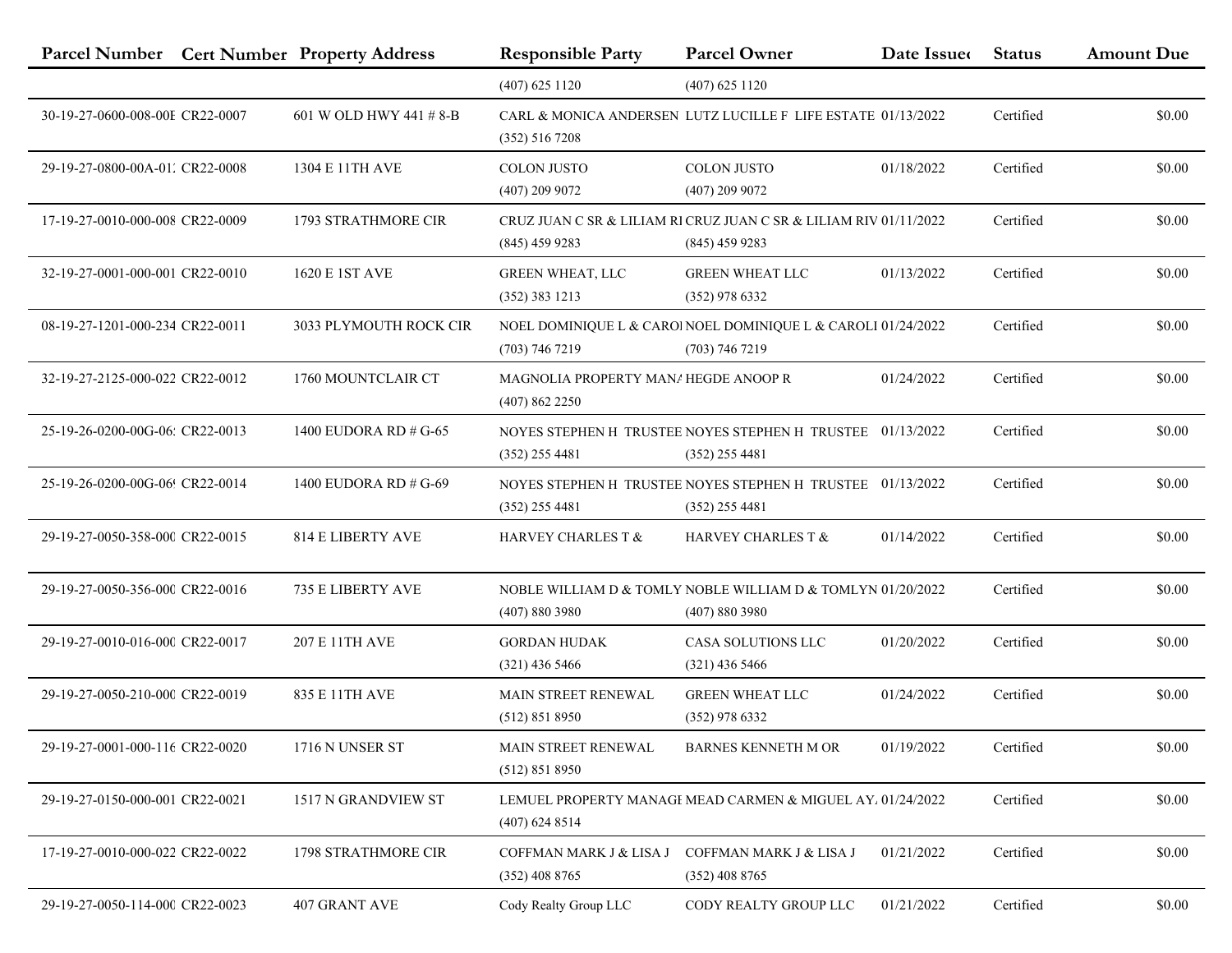| Parcel Number | Cert Number | Property Address | Responsible Party | Parcel Owner | Date Issued | Status | Amount Due |
|---|---|---|---|---|---|---|---|
| | | | (407) 625 1120 | (407) 625 1120 | | | |
| 30-19-27-0600-008-00E | CR22-0007 | 601 W OLD HWY 441 # 8-B | CARL & MONICA ANDERSEN (352) 516 7208 | LUTZ LUCILLE F LIFE ESTATE | 01/13/2022 | Certified | $0.00 |
| 29-19-27-0800-00A-01. | CR22-0008 | 1304 E 11TH AVE | COLON JUSTO (407) 209 9072 | COLON JUSTO (407) 209 9072 | 01/18/2022 | Certified | $0.00 |
| 17-19-27-0010-000-008 | CR22-0009 | 1793 STRATHMORE CIR | CRUZ JUAN C SR & LILIAM RI (845) 459 9283 | CRUZ JUAN C SR & LILIAM RIV (845) 459 9283 | 01/11/2022 | Certified | $0.00 |
| 32-19-27-0001-000-001 | CR22-0010 | 1620 E 1ST AVE | GREEN WHEAT, LLC (352) 383 1213 | GREEN WHEAT LLC (352) 978 6332 | 01/13/2022 | Certified | $0.00 |
| 08-19-27-1201-000-234 | CR22-0011 | 3033 PLYMOUTH ROCK CIR | NOEL DOMINIQUE L & CAROI (703) 746 7219 | NOEL DOMINIQUE L & CAROLI (703) 746 7219 | 01/24/2022 | Certified | $0.00 |
| 32-19-27-2125-000-022 | CR22-0012 | 1760 MOUNTCLAIR CT | MAGNOLIA PROPERTY MANA (407) 862 2250 | HEGDE ANOOP R | 01/24/2022 | Certified | $0.00 |
| 25-19-26-0200-00G-06. | CR22-0013 | 1400 EUDORA RD # G-65 | NOYES STEPHEN H TRUSTEE (352) 255 4481 | NOYES STEPHEN H TRUSTEE (352) 255 4481 | 01/13/2022 | Certified | $0.00 |
| 25-19-26-0200-00G-06 | CR22-0014 | 1400 EUDORA RD # G-69 | NOYES STEPHEN H TRUSTEE (352) 255 4481 | NOYES STEPHEN H TRUSTEE (352) 255 4481 | 01/13/2022 | Certified | $0.00 |
| 29-19-27-0050-358-000 | CR22-0015 | 814 E LIBERTY AVE | HARVEY CHARLES T & | HARVEY CHARLES T & | 01/14/2022 | Certified | $0.00 |
| 29-19-27-0050-356-000 | CR22-0016 | 735 E LIBERTY AVE | NOBLE WILLIAM D & TOMLY (407) 880 3980 | NOBLE WILLIAM D & TOMLYN (407) 880 3980 | 01/20/2022 | Certified | $0.00 |
| 29-19-27-0010-016-000 | CR22-0017 | 207 E 11TH AVE | GORDAN HUDAK (321) 436 5466 | CASA SOLUTIONS LLC (321) 436 5466 | 01/20/2022 | Certified | $0.00 |
| 29-19-27-0050-210-000 | CR22-0019 | 835 E 11TH AVE | MAIN STREET RENEWAL (512) 851 8950 | GREEN WHEAT LLC (352) 978 6332 | 01/24/2022 | Certified | $0.00 |
| 29-19-27-0001-000-116 | CR22-0020 | 1716 N UNSER ST | MAIN STREET RENEWAL (512) 851 8950 | BARNES KENNETH M OR | 01/19/2022 | Certified | $0.00 |
| 29-19-27-0150-000-001 | CR22-0021 | 1517 N GRANDVIEW ST | LEMUEL PROPERTY MANAGI (407) 624 8514 | MEAD CARMEN & MIGUEL AY. | 01/24/2022 | Certified | $0.00 |
| 17-19-27-0010-000-022 | CR22-0022 | 1798 STRATHMORE CIR | COFFMAN MARK J & LISA J (352) 408 8765 | COFFMAN MARK J & LISA J (352) 408 8765 | 01/21/2022 | Certified | $0.00 |
| 29-19-27-0050-114-000 | CR22-0023 | 407 GRANT AVE | Cody Realty Group LLC | CODY REALTY GROUP LLC | 01/21/2022 | Certified | $0.00 |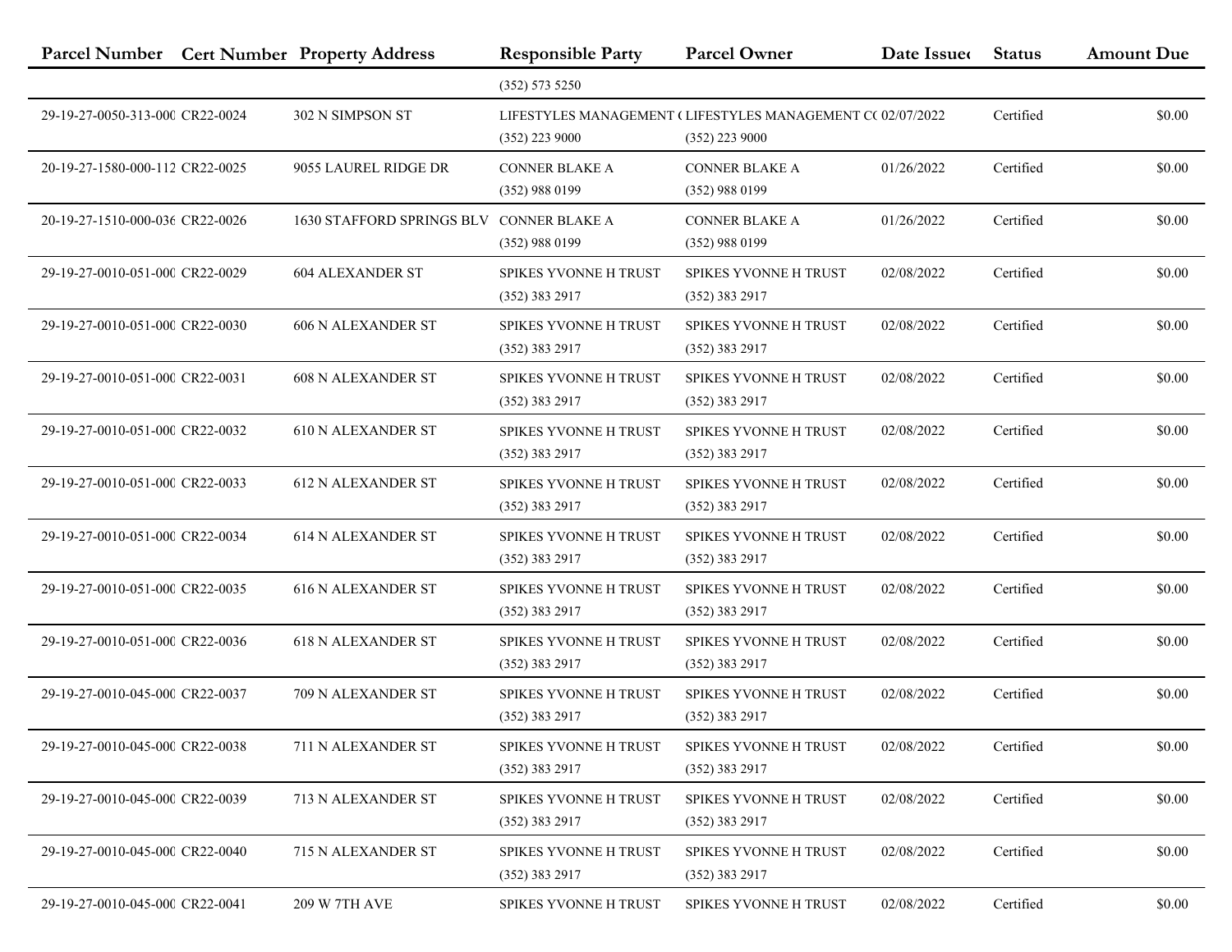| Parcel Number | Cert Number | Property Address | Responsible Party | Parcel Owner | Date Issued | Status | Amount Due |
|---|---|---|---|---|---|---|---|
| | | | (352) 573 5250 | | | | |
| 29-19-27-0050-313-000 | CR22-0024 | 302 N SIMPSON ST | LIFESTYLES MANAGEMENT ( (352) 223 9000 | LIFESTYLES MANAGEMENT CO (352) 223 9000 | 02/07/2022 | Certified | $0.00 |
| 20-19-27-1580-000-112 | CR22-0025 | 9055 LAUREL RIDGE DR | CONNER BLAKE A (352) 988 0199 | CONNER BLAKE A (352) 988 0199 | 01/26/2022 | Certified | $0.00 |
| 20-19-27-1510-000-036 | CR22-0026 | 1630 STAFFORD SPRINGS BLV | CONNER BLAKE A (352) 988 0199 | CONNER BLAKE A (352) 988 0199 | 01/26/2022 | Certified | $0.00 |
| 29-19-27-0010-051-000 | CR22-0029 | 604 ALEXANDER ST | SPIKES YVONNE H TRUST (352) 383 2917 | SPIKES YVONNE H TRUST (352) 383 2917 | 02/08/2022 | Certified | $0.00 |
| 29-19-27-0010-051-000 | CR22-0030 | 606 N ALEXANDER ST | SPIKES YVONNE H TRUST (352) 383 2917 | SPIKES YVONNE H TRUST (352) 383 2917 | 02/08/2022 | Certified | $0.00 |
| 29-19-27-0010-051-000 | CR22-0031 | 608 N ALEXANDER ST | SPIKES YVONNE H TRUST (352) 383 2917 | SPIKES YVONNE H TRUST (352) 383 2917 | 02/08/2022 | Certified | $0.00 |
| 29-19-27-0010-051-000 | CR22-0032 | 610 N ALEXANDER ST | SPIKES YVONNE H TRUST (352) 383 2917 | SPIKES YVONNE H TRUST (352) 383 2917 | 02/08/2022 | Certified | $0.00 |
| 29-19-27-0010-051-000 | CR22-0033 | 612 N ALEXANDER ST | SPIKES YVONNE H TRUST (352) 383 2917 | SPIKES YVONNE H TRUST (352) 383 2917 | 02/08/2022 | Certified | $0.00 |
| 29-19-27-0010-051-000 | CR22-0034 | 614 N ALEXANDER ST | SPIKES YVONNE H TRUST (352) 383 2917 | SPIKES YVONNE H TRUST (352) 383 2917 | 02/08/2022 | Certified | $0.00 |
| 29-19-27-0010-051-000 | CR22-0035 | 616 N ALEXANDER ST | SPIKES YVONNE H TRUST (352) 383 2917 | SPIKES YVONNE H TRUST (352) 383 2917 | 02/08/2022 | Certified | $0.00 |
| 29-19-27-0010-051-000 | CR22-0036 | 618 N ALEXANDER ST | SPIKES YVONNE H TRUST (352) 383 2917 | SPIKES YVONNE H TRUST (352) 383 2917 | 02/08/2022 | Certified | $0.00 |
| 29-19-27-0010-045-000 | CR22-0037 | 709 N ALEXANDER ST | SPIKES YVONNE H TRUST (352) 383 2917 | SPIKES YVONNE H TRUST (352) 383 2917 | 02/08/2022 | Certified | $0.00 |
| 29-19-27-0010-045-000 | CR22-0038 | 711 N ALEXANDER ST | SPIKES YVONNE H TRUST (352) 383 2917 | SPIKES YVONNE H TRUST (352) 383 2917 | 02/08/2022 | Certified | $0.00 |
| 29-19-27-0010-045-000 | CR22-0039 | 713 N ALEXANDER ST | SPIKES YVONNE H TRUST (352) 383 2917 | SPIKES YVONNE H TRUST (352) 383 2917 | 02/08/2022 | Certified | $0.00 |
| 29-19-27-0010-045-000 | CR22-0040 | 715 N ALEXANDER ST | SPIKES YVONNE H TRUST (352) 383 2917 | SPIKES YVONNE H TRUST (352) 383 2917 | 02/08/2022 | Certified | $0.00 |
| 29-19-27-0010-045-000 | CR22-0041 | 209 W 7TH AVE | SPIKES YVONNE H TRUST | SPIKES YVONNE H TRUST | 02/08/2022 | Certified | $0.00 |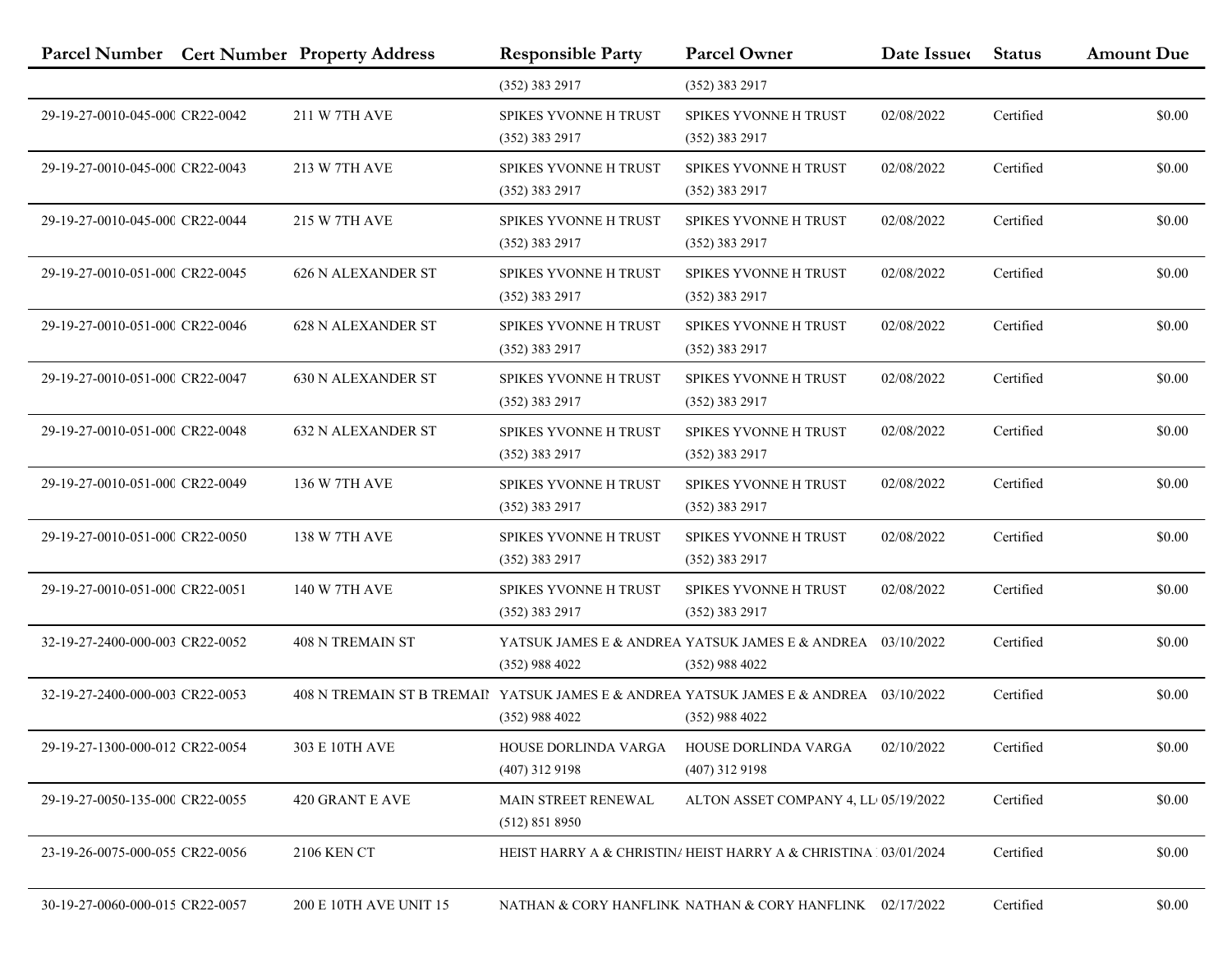| Parcel Number | Cert Number | Property Address | Responsible Party | Parcel Owner | Date Issued | Status | Amount Due |
|---|---|---|---|---|---|---|---|
| | | | (352) 383 2917 | (352) 383 2917 | | | |
| 29-19-27-0010-045-000 | CR22-0042 | 211 W 7TH AVE | SPIKES YVONNE H TRUST (352) 383 2917 | SPIKES YVONNE H TRUST (352) 383 2917 | 02/08/2022 | Certified | $0.00 |
| 29-19-27-0010-045-000 | CR22-0043 | 213 W 7TH AVE | SPIKES YVONNE H TRUST (352) 383 2917 | SPIKES YVONNE H TRUST (352) 383 2917 | 02/08/2022 | Certified | $0.00 |
| 29-19-27-0010-045-000 | CR22-0044 | 215 W 7TH AVE | SPIKES YVONNE H TRUST (352) 383 2917 | SPIKES YVONNE H TRUST (352) 383 2917 | 02/08/2022 | Certified | $0.00 |
| 29-19-27-0010-051-000 | CR22-0045 | 626 N ALEXANDER ST | SPIKES YVONNE H TRUST (352) 383 2917 | SPIKES YVONNE H TRUST (352) 383 2917 | 02/08/2022 | Certified | $0.00 |
| 29-19-27-0010-051-000 | CR22-0046 | 628 N ALEXANDER ST | SPIKES YVONNE H TRUST (352) 383 2917 | SPIKES YVONNE H TRUST (352) 383 2917 | 02/08/2022 | Certified | $0.00 |
| 29-19-27-0010-051-000 | CR22-0047 | 630 N ALEXANDER ST | SPIKES YVONNE H TRUST (352) 383 2917 | SPIKES YVONNE H TRUST (352) 383 2917 | 02/08/2022 | Certified | $0.00 |
| 29-19-27-0010-051-000 | CR22-0048 | 632 N ALEXANDER ST | SPIKES YVONNE H TRUST (352) 383 2917 | SPIKES YVONNE H TRUST (352) 383 2917 | 02/08/2022 | Certified | $0.00 |
| 29-19-27-0010-051-000 | CR22-0049 | 136 W 7TH AVE | SPIKES YVONNE H TRUST (352) 383 2917 | SPIKES YVONNE H TRUST (352) 383 2917 | 02/08/2022 | Certified | $0.00 |
| 29-19-27-0010-051-000 | CR22-0050 | 138 W 7TH AVE | SPIKES YVONNE H TRUST (352) 383 2917 | SPIKES YVONNE H TRUST (352) 383 2917 | 02/08/2022 | Certified | $0.00 |
| 29-19-27-0010-051-000 | CR22-0051 | 140 W 7TH AVE | SPIKES YVONNE H TRUST (352) 383 2917 | SPIKES YVONNE H TRUST (352) 383 2917 | 02/08/2022 | Certified | $0.00 |
| 32-19-27-2400-000-003 | CR22-0052 | 408 N TREMAIN ST | YATSUK JAMES E & ANDREA (352) 988 4022 | YATSUK JAMES E & ANDREA (352) 988 4022 | 03/10/2022 | Certified | $0.00 |
| 32-19-27-2400-000-003 | CR22-0053 | 408 N TREMAIN ST B TREMAIN | YATSUK JAMES E & ANDREA (352) 988 4022 | YATSUK JAMES E & ANDREA (352) 988 4022 | 03/10/2022 | Certified | $0.00 |
| 29-19-27-1300-000-012 | CR22-0054 | 303 E 10TH AVE | HOUSE DORLINDA VARGA (407) 312 9198 | HOUSE DORLINDA VARGA (407) 312 9198 | 02/10/2022 | Certified | $0.00 |
| 29-19-27-0050-135-000 | CR22-0055 | 420 GRANT E AVE | MAIN STREET RENEWAL (512) 851 8950 | ALTON ASSET COMPANY 4, LL | 05/19/2022 | Certified | $0.00 |
| 23-19-26-0075-000-055 | CR22-0056 | 2106 KEN CT | HEIST HARRY A & CHRISTINA | HEIST HARRY A & CHRISTINA | 03/01/2024 | Certified | $0.00 |
| 30-19-27-0060-000-015 | CR22-0057 | 200 E 10TH AVE UNIT 15 | NATHAN & CORY HANFLINK | NATHAN & CORY HANFLINK | 02/17/2022 | Certified | $0.00 |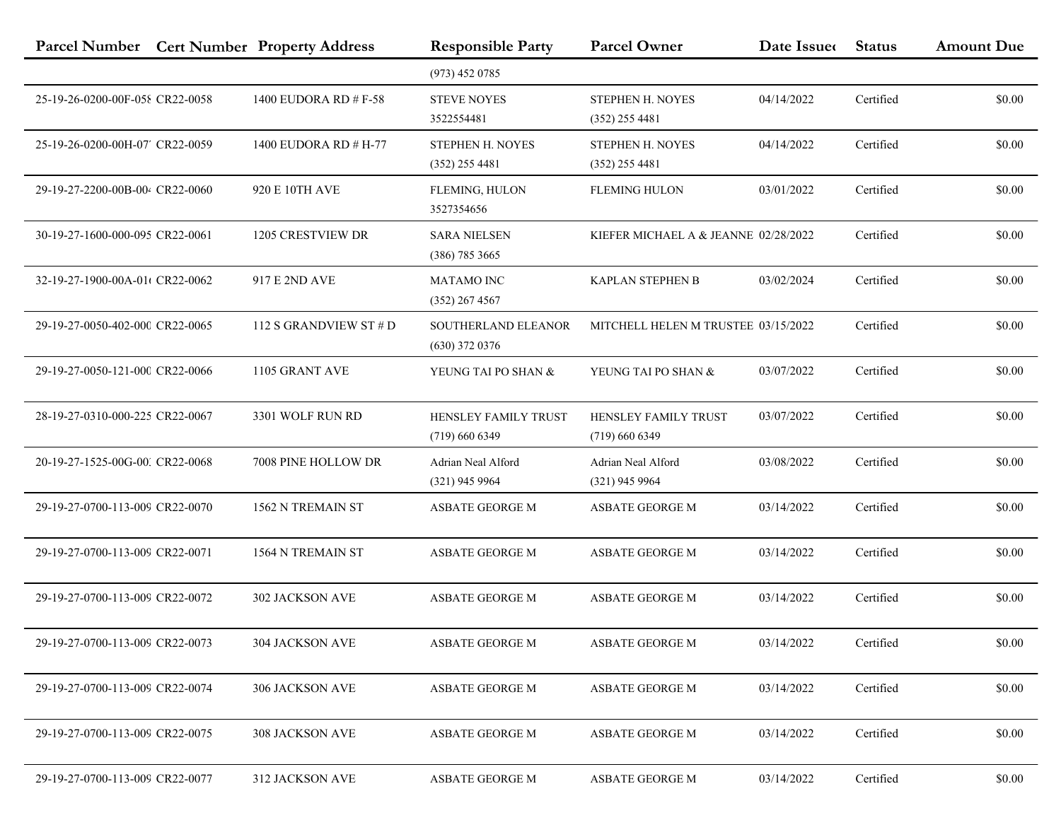| Parcel Number | Cert Number | Property Address | Responsible Party | Parcel Owner | Date Issued | Status | Amount Due |
|---|---|---|---|---|---|---|---|
| | | | (973) 452 0785 | | | | |
| 25-19-26-0200-00F-058 | CR22-0058 | 1400 EUDORA RD # F-58 | STEVE NOYES 3522554481 | STEPHEN H. NOYES (352) 255 4481 | 04/14/2022 | Certified | $0.00 |
| 25-19-26-0200-00H-077 | CR22-0059 | 1400 EUDORA RD # H-77 | STEPHEN H. NOYES (352) 255 4481 | STEPHEN H. NOYES (352) 255 4481 | 04/14/2022 | Certified | $0.00 |
| 29-19-27-2200-00B-004 | CR22-0060 | 920 E 10TH AVE | FLEMING, HULON 3527354656 | FLEMING HULON | 03/01/2022 | Certified | $0.00 |
| 30-19-27-1600-000-095 | CR22-0061 | 1205 CRESTVIEW DR | SARA NIELSEN (386) 785 3665 | KIEFER MICHAEL A & JEANNE | 02/28/2022 | Certified | $0.00 |
| 32-19-27-1900-00A-010 | CR22-0062 | 917 E 2ND AVE | MATAMO INC (352) 267 4567 | KAPLAN STEPHEN B | 03/02/2024 | Certified | $0.00 |
| 29-19-27-0050-402-000 | CR22-0065 | 112 S GRANDVIEW ST # D | SOUTHERLAND ELEANOR (630) 372 0376 | MITCHELL HELEN M TRUSTEE | 03/15/2022 | Certified | $0.00 |
| 29-19-27-0050-121-000 | CR22-0066 | 1105 GRANT AVE | YEUNG TAI PO SHAN & | YEUNG TAI PO SHAN & | 03/07/2022 | Certified | $0.00 |
| 28-19-27-0310-000-225 | CR22-0067 | 3301 WOLF RUN RD | HENSLEY FAMILY TRUST (719) 660 6349 | HENSLEY FAMILY TRUST (719) 660 6349 | 03/07/2022 | Certified | $0.00 |
| 20-19-27-1525-00G-001 | CR22-0068 | 7008 PINE HOLLOW DR | Adrian Neal Alford (321) 945 9964 | Adrian Neal Alford (321) 945 9964 | 03/08/2022 | Certified | $0.00 |
| 29-19-27-0700-113-009 | CR22-0070 | 1562 N TREMAIN ST | ASBATE GEORGE M | ASBATE GEORGE M | 03/14/2022 | Certified | $0.00 |
| 29-19-27-0700-113-009 | CR22-0071 | 1564 N TREMAIN ST | ASBATE GEORGE M | ASBATE GEORGE M | 03/14/2022 | Certified | $0.00 |
| 29-19-27-0700-113-009 | CR22-0072 | 302 JACKSON AVE | ASBATE GEORGE M | ASBATE GEORGE M | 03/14/2022 | Certified | $0.00 |
| 29-19-27-0700-113-009 | CR22-0073 | 304 JACKSON AVE | ASBATE GEORGE M | ASBATE GEORGE M | 03/14/2022 | Certified | $0.00 |
| 29-19-27-0700-113-009 | CR22-0074 | 306 JACKSON AVE | ASBATE GEORGE M | ASBATE GEORGE M | 03/14/2022 | Certified | $0.00 |
| 29-19-27-0700-113-009 | CR22-0075 | 308 JACKSON AVE | ASBATE GEORGE M | ASBATE GEORGE M | 03/14/2022 | Certified | $0.00 |
| 29-19-27-0700-113-009 | CR22-0077 | 312 JACKSON AVE | ASBATE GEORGE M | ASBATE GEORGE M | 03/14/2022 | Certified | $0.00 |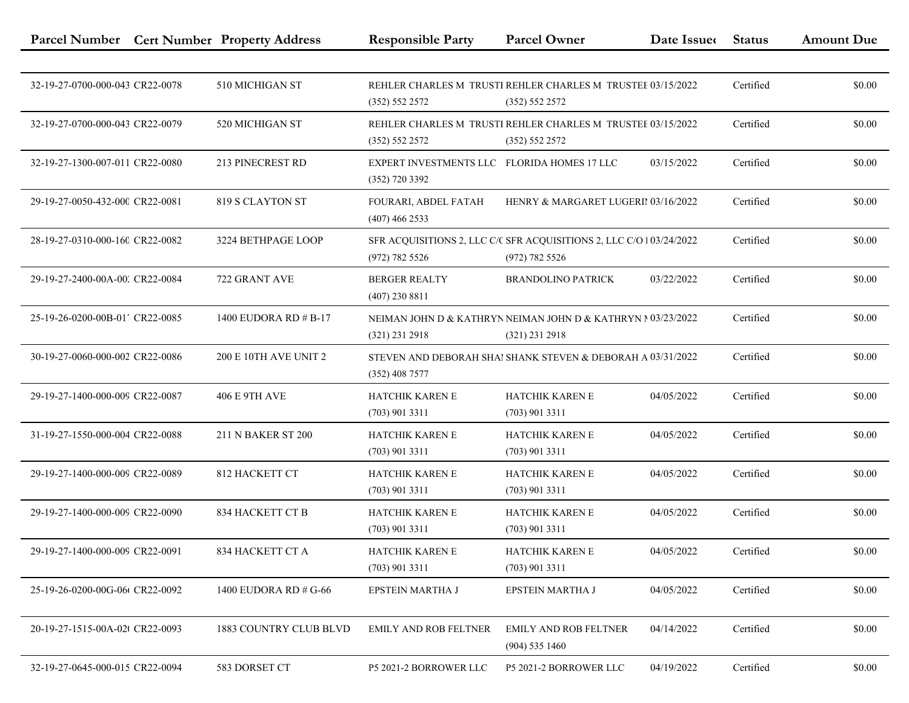| Parcel Number | Cert Number | Property Address | Responsible Party | Parcel Owner | Date Issued | Status | Amount Due |
|---|---|---|---|---|---|---|---|
| 32-19-27-0700-000-043 | CR22-0078 | 510 MICHIGAN ST | REHLER CHARLES M TRUSTI (352) 552 2572 | REHLER CHARLES M TRUSTEI (352) 552 2572 | 03/15/2022 | Certified | $0.00 |
| 32-19-27-0700-000-043 | CR22-0079 | 520 MICHIGAN ST | REHLER CHARLES M TRUSTI (352) 552 2572 | REHLER CHARLES M TRUSTEI (352) 552 2572 | 03/15/2022 | Certified | $0.00 |
| 32-19-27-1300-007-011 | CR22-0080 | 213 PINECREST RD | EXPERT INVESTMENTS LLC (352) 720 3392 | FLORIDA HOMES 17 LLC | 03/15/2022 | Certified | $0.00 |
| 29-19-27-0050-432-000 | CR22-0081 | 819 S CLAYTON ST | FOURARI, ABDEL FATAH (407) 466 2533 | HENRY & MARGARET LUGERI | 03/16/2022 | Certified | $0.00 |
| 28-19-27-0310-000-160 | CR22-0082 | 3224 BETHPAGE LOOP | SFR ACQUISITIONS 2, LLC C/( (972) 782 5526 | SFR ACQUISITIONS 2, LLC C/O I (972) 782 5526 | 03/24/2022 | Certified | $0.00 |
| 29-19-27-2400-00A-00. | CR22-0084 | 722 GRANT AVE | BERGER REALTY (407) 230 8811 | BRANDOLINO PATRICK | 03/22/2022 | Certified | $0.00 |
| 25-19-26-0200-00B-01 | CR22-0085 | 1400 EUDORA RD # B-17 | NEIMAN JOHN D & KATHRYN (321) 231 2918 | NEIMAN JOHN D & KATHRYN I (321) 231 2918 | 03/23/2022 | Certified | $0.00 |
| 30-19-27-0060-000-002 | CR22-0086 | 200 E 10TH AVE UNIT 2 | STEVEN AND DEBORAH SHA (352) 408 7577 | SHANK STEVEN & DEBORAH A | 03/31/2022 | Certified | $0.00 |
| 29-19-27-1400-000-009 | CR22-0087 | 406 E 9TH AVE | HATCHIK KAREN E (703) 901 3311 | HATCHIK KAREN E (703) 901 3311 | 04/05/2022 | Certified | $0.00 |
| 31-19-27-1550-000-004 | CR22-0088 | 211 N BAKER ST 200 | HATCHIK KAREN E (703) 901 3311 | HATCHIK KAREN E (703) 901 3311 | 04/05/2022 | Certified | $0.00 |
| 29-19-27-1400-000-009 | CR22-0089 | 812 HACKETT CT | HATCHIK KAREN E (703) 901 3311 | HATCHIK KAREN E (703) 901 3311 | 04/05/2022 | Certified | $0.00 |
| 29-19-27-1400-000-009 | CR22-0090 | 834 HACKETT CT B | HATCHIK KAREN E (703) 901 3311 | HATCHIK KAREN E (703) 901 3311 | 04/05/2022 | Certified | $0.00 |
| 29-19-27-1400-000-009 | CR22-0091 | 834 HACKETT CT A | HATCHIK KAREN E (703) 901 3311 | HATCHIK KAREN E (703) 901 3311 | 04/05/2022 | Certified | $0.00 |
| 25-19-26-0200-00G-06 | CR22-0092 | 1400 EUDORA RD # G-66 | EPSTEIN MARTHA J | EPSTEIN MARTHA J | 04/05/2022 | Certified | $0.00 |
| 20-19-27-1515-00A-02 | CR22-0093 | 1883 COUNTRY CLUB BLVD | EMILY AND ROB FELTNER | EMILY AND ROB FELTNER (904) 535 1460 | 04/14/2022 | Certified | $0.00 |
| 32-19-27-0645-000-015 | CR22-0094 | 583 DORSET CT | P5 2021-2 BORROWER LLC | P5 2021-2 BORROWER LLC | 04/19/2022 | Certified | $0.00 |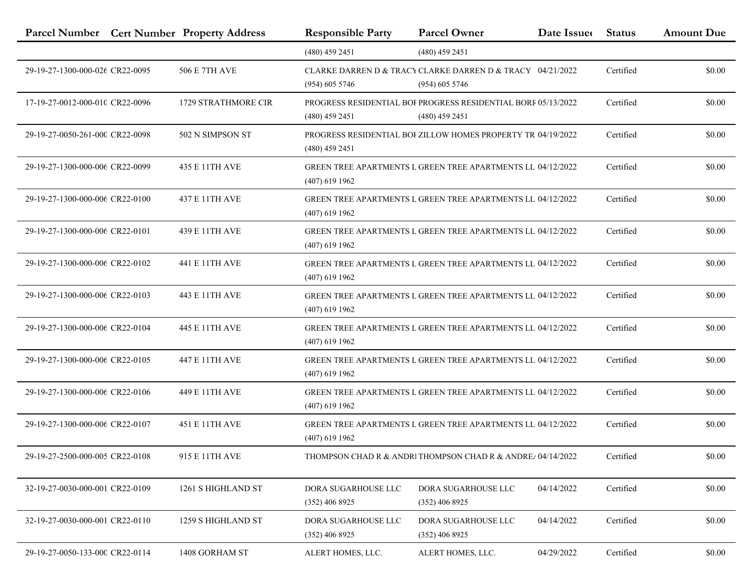| Parcel Number | Cert Number | Property Address | Responsible Party | Parcel Owner | Date Issued | Status | Amount Due |
|---|---|---|---|---|---|---|---|
| | | | (480) 459 2451 | (480) 459 2451 | | | |
| 29-19-27-1300-000-026 | CR22-0095 | 506 E 7TH AVE | CLARKE DARREN D & TRACY (954) 605 5746 | CLARKE DARREN D & TRACY (954) 605 5746 | 04/21/2022 | Certified | $0.00 |
| 17-19-27-0012-000-010 | CR22-0096 | 1729 STRATHMORE CIR | PROGRESS RESIDENTIAL BOF (480) 459 2451 | PROGRESS RESIDENTIAL BORF (480) 459 2451 | 05/13/2022 | Certified | $0.00 |
| 29-19-27-0050-261-000 | CR22-0098 | 502 N SIMPSON ST | PROGRESS RESIDENTIAL BOF (480) 459 2451 | ZILLOW HOMES PROPERTY TR | 04/19/2022 | Certified | $0.00 |
| 29-19-27-1300-000-006 | CR22-0099 | 435 E 11TH AVE | GREEN TREE APARTMENTS L (407) 619 1962 | GREEN TREE APARTMENTS LL | 04/12/2022 | Certified | $0.00 |
| 29-19-27-1300-000-006 | CR22-0100 | 437 E 11TH AVE | GREEN TREE APARTMENTS L (407) 619 1962 | GREEN TREE APARTMENTS LL | 04/12/2022 | Certified | $0.00 |
| 29-19-27-1300-000-006 | CR22-0101 | 439 E 11TH AVE | GREEN TREE APARTMENTS L (407) 619 1962 | GREEN TREE APARTMENTS LL | 04/12/2022 | Certified | $0.00 |
| 29-19-27-1300-000-006 | CR22-0102 | 441 E 11TH AVE | GREEN TREE APARTMENTS L (407) 619 1962 | GREEN TREE APARTMENTS LL | 04/12/2022 | Certified | $0.00 |
| 29-19-27-1300-000-006 | CR22-0103 | 443 E 11TH AVE | GREEN TREE APARTMENTS L (407) 619 1962 | GREEN TREE APARTMENTS LL | 04/12/2022 | Certified | $0.00 |
| 29-19-27-1300-000-006 | CR22-0104 | 445 E 11TH AVE | GREEN TREE APARTMENTS L (407) 619 1962 | GREEN TREE APARTMENTS LL | 04/12/2022 | Certified | $0.00 |
| 29-19-27-1300-000-006 | CR22-0105 | 447 E 11TH AVE | GREEN TREE APARTMENTS L (407) 619 1962 | GREEN TREE APARTMENTS LL | 04/12/2022 | Certified | $0.00 |
| 29-19-27-1300-000-006 | CR22-0106 | 449 E 11TH AVE | GREEN TREE APARTMENTS L (407) 619 1962 | GREEN TREE APARTMENTS LL | 04/12/2022 | Certified | $0.00 |
| 29-19-27-1300-000-006 | CR22-0107 | 451 E 11TH AVE | GREEN TREE APARTMENTS L (407) 619 1962 | GREEN TREE APARTMENTS LL | 04/12/2022 | Certified | $0.00 |
| 29-19-27-2500-000-005 | CR22-0108 | 915 E 11TH AVE | THOMPSON CHAD R & ANDRI | THOMPSON CHAD R & ANDREA | 04/14/2022 | Certified | $0.00 |
| 32-19-27-0030-000-001 | CR22-0109 | 1261 S HIGHLAND ST | DORA SUGARHOUSE LLC (352) 406 8925 | DORA SUGARHOUSE LLC (352) 406 8925 | 04/14/2022 | Certified | $0.00 |
| 32-19-27-0030-000-001 | CR22-0110 | 1259 S HIGHLAND ST | DORA SUGARHOUSE LLC (352) 406 8925 | DORA SUGARHOUSE LLC (352) 406 8925 | 04/14/2022 | Certified | $0.00 |
| 29-19-27-0050-133-000 | CR22-0114 | 1408 GORHAM ST | ALERT HOMES, LLC. | ALERT HOMES, LLC. | 04/29/2022 | Certified | $0.00 |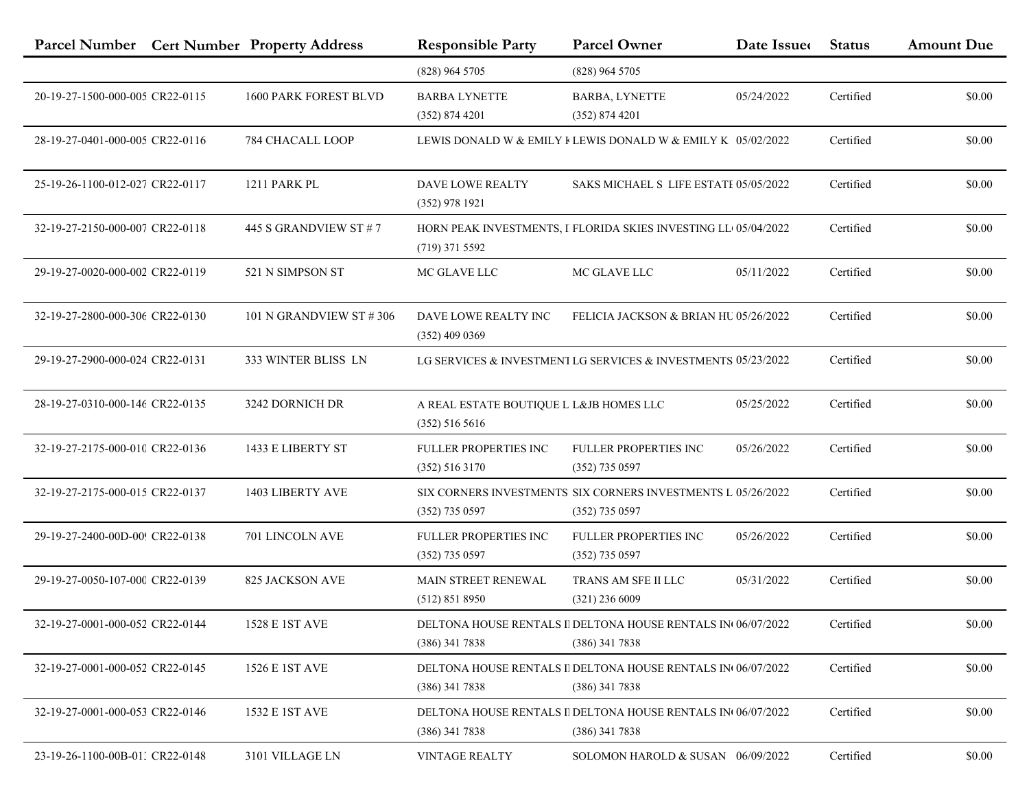| Parcel Number | Cert Number | Property Address | Responsible Party | Parcel Owner | Date Issued | Status | Amount Due |
|---|---|---|---|---|---|---|---|
| | | | (828) 964 5705 | (828) 964 5705 | | | |
| 20-19-27-1500-000-005 | CR22-0115 | 1600 PARK FOREST BLVD | BARBA LYNETTE (352) 874 4201 | BARBA, LYNETTE (352) 874 4201 | 05/24/2022 | Certified | $0.00 |
| 28-19-27-0401-000-005 | CR22-0116 | 784 CHACALL LOOP | LEWIS DONALD W & EMILY K | LEWIS DONALD W & EMILY K | 05/02/2022 | Certified | $0.00 |
| 25-19-26-1100-012-027 | CR22-0117 | 1211 PARK PL | DAVE LOWE REALTY (352) 978 1921 | SAKS MICHAEL S LIFE ESTATE | 05/05/2022 | Certified | $0.00 |
| 32-19-27-2150-000-007 | CR22-0118 | 445 S GRANDVIEW ST # 7 | HORN PEAK INVESTMENTS, I (719) 371 5592 | FLORIDA SKIES INVESTING LL | 05/04/2022 | Certified | $0.00 |
| 29-19-27-0020-000-002 | CR22-0119 | 521 N SIMPSON ST | MC GLAVE LLC | MC GLAVE LLC | 05/11/2022 | Certified | $0.00 |
| 32-19-27-2800-000-306 | CR22-0130 | 101 N GRANDVIEW ST # 306 | DAVE LOWE REALTY INC (352) 409 0369 | FELICIA JACKSON & BRIAN HU | 05/26/2022 | Certified | $0.00 |
| 29-19-27-2900-000-024 | CR22-0131 | 333 WINTER BLISS LN | LG SERVICES & INVESTMENT | LG SERVICES & INVESTMENTS | 05/23/2022 | Certified | $0.00 |
| 28-19-27-0310-000-146 | CR22-0135 | 3242 DORNICH DR | A REAL ESTATE BOUTIQUE L (352) 516 5616 | L&JB HOMES LLC | 05/25/2022 | Certified | $0.00 |
| 32-19-27-2175-000-010 | CR22-0136 | 1433 E LIBERTY ST | FULLER PROPERTIES INC (352) 516 3170 | FULLER PROPERTIES INC (352) 735 0597 | 05/26/2022 | Certified | $0.00 |
| 32-19-27-2175-000-015 | CR22-0137 | 1403 LIBERTY AVE | SIX CORNERS INVESTMENTS (352) 735 0597 | SIX CORNERS INVESTMENTS L (352) 735 0597 | 05/26/2022 | Certified | $0.00 |
| 29-19-27-2400-00D-00 | CR22-0138 | 701 LINCOLN AVE | FULLER PROPERTIES INC (352) 735 0597 | FULLER PROPERTIES INC (352) 735 0597 | 05/26/2022 | Certified | $0.00 |
| 29-19-27-0050-107-000 | CR22-0139 | 825 JACKSON AVE | MAIN STREET RENEWAL (512) 851 8950 | TRANS AM SFE II LLC (321) 236 6009 | 05/31/2022 | Certified | $0.00 |
| 32-19-27-0001-000-052 | CR22-0144 | 1528 E 1ST AVE | DELTONA HOUSE RENTALS I (386) 341 7838 | DELTONA HOUSE RENTALS IN (386) 341 7838 | 06/07/2022 | Certified | $0.00 |
| 32-19-27-0001-000-052 | CR22-0145 | 1526 E 1ST AVE | DELTONA HOUSE RENTALS I (386) 341 7838 | DELTONA HOUSE RENTALS IN (386) 341 7838 | 06/07/2022 | Certified | $0.00 |
| 32-19-27-0001-000-053 | CR22-0146 | 1532 E 1ST AVE | DELTONA HOUSE RENTALS I (386) 341 7838 | DELTONA HOUSE RENTALS IN (386) 341 7838 | 06/07/2022 | Certified | $0.00 |
| 23-19-26-1100-00B-01 | CR22-0148 | 3101 VILLAGE LN | VINTAGE REALTY | SOLOMON HAROLD & SUSAN | 06/09/2022 | Certified | $0.00 |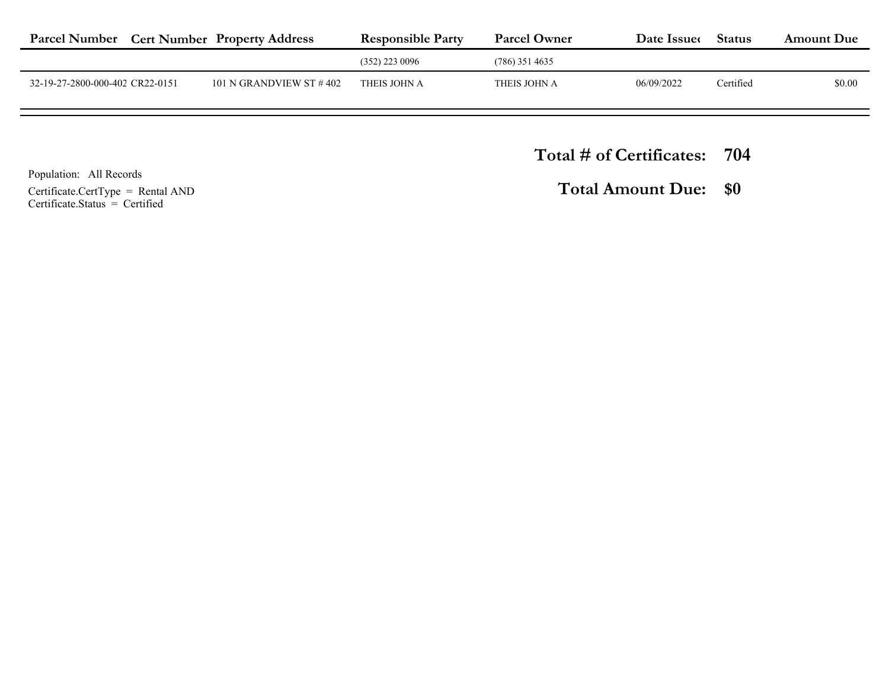| Parcel Number | Cert Number | Property Address | Responsible Party | Parcel Owner | Date Issued | Status | Amount Due |
|---|---|---|---|---|---|---|---|
| | | | (352) 223 0096 | (786) 351 4635 | | | |
| 32-19-27-2800-000-402 | CR22-0151 | 101 N GRANDVIEW ST # 402 | THEIS JOHN A | THEIS JOHN A | 06/09/2022 | Certified | $0.00 |

**Total # of Certificates: 704**

**Total Amount Due: $0**

Population: All Records

Certificate.CertType = Rental AND
Certificate.Status = Certified